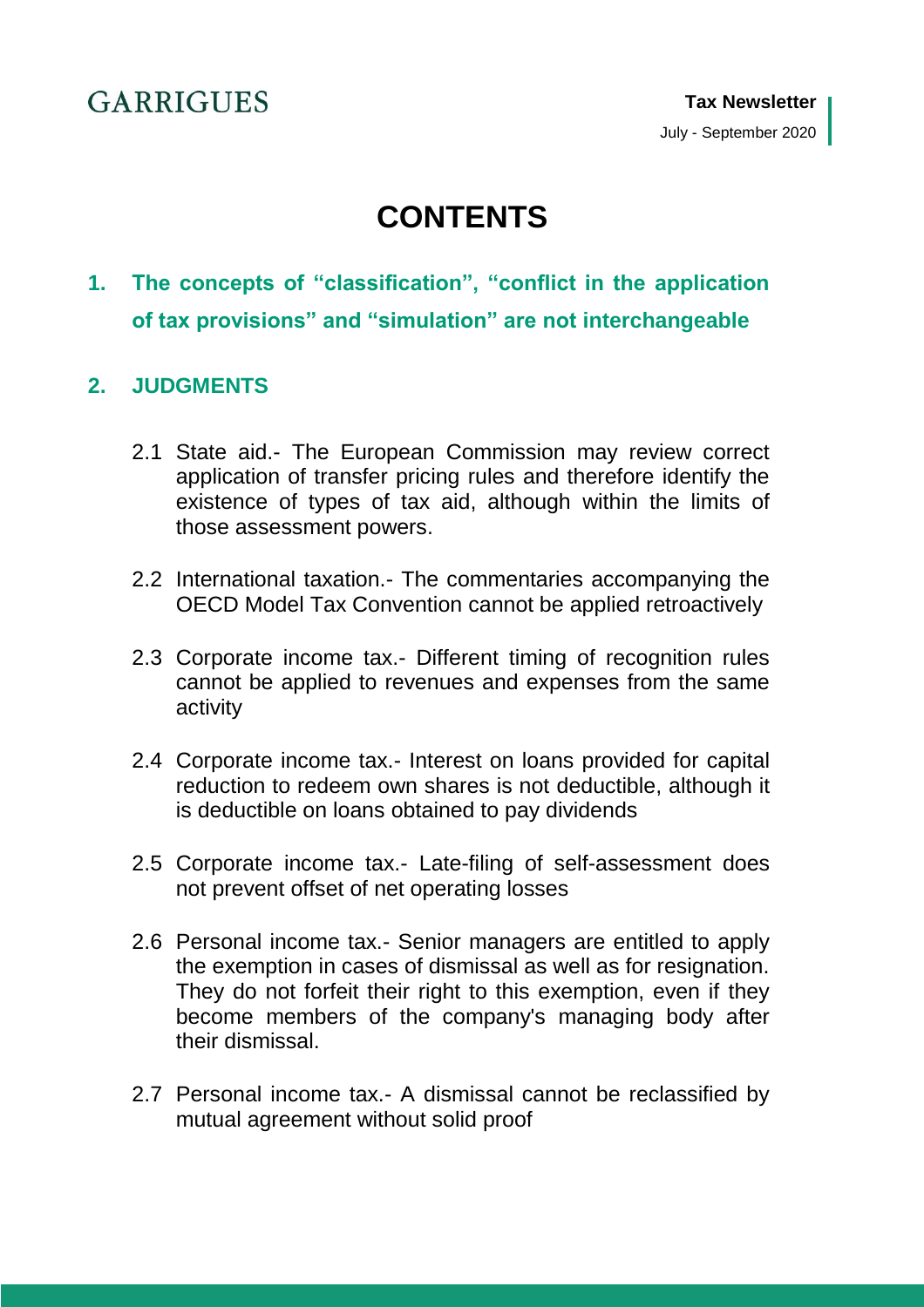GARRIGUES

**Tax Newsletter**

July - September 2020

# CONTENTS

## 1. The concepts of "classification", "conflict in the application of tax provisions" and "simulation" are not interchangeable

## 2. JUDGMENTS

2.1 State aid.- The European Commission may review correct application of transfer pricing rules and therefore identify the existence of types of tax aid, although within the limits of those assessment powers.

2.2 International taxation.- The commentaries accompanying the OECD Model Tax Convention cannot be applied retroactively

2.3 Corporate income tax.- Different timing of recognition rules cannot be applied to revenues and expenses from the same activity

2.4 Corporate income tax.- Interest on loans provided for capital reduction to redeem own shares is not deductible, although it is deductible on loans obtained to pay dividends

2.5 Corporate income tax.- Late-filing of self-assessment does not prevent offset of net operating losses

2.6 Personal income tax.- Senior managers are entitled to apply the exemption in cases of dismissal as well as for resignation. They do not forfeit their right to this exemption, even if they become members of the company's managing body after their dismissal.

2.7 Personal income tax.- A dismissal cannot be reclassified by mutual agreement without solid proof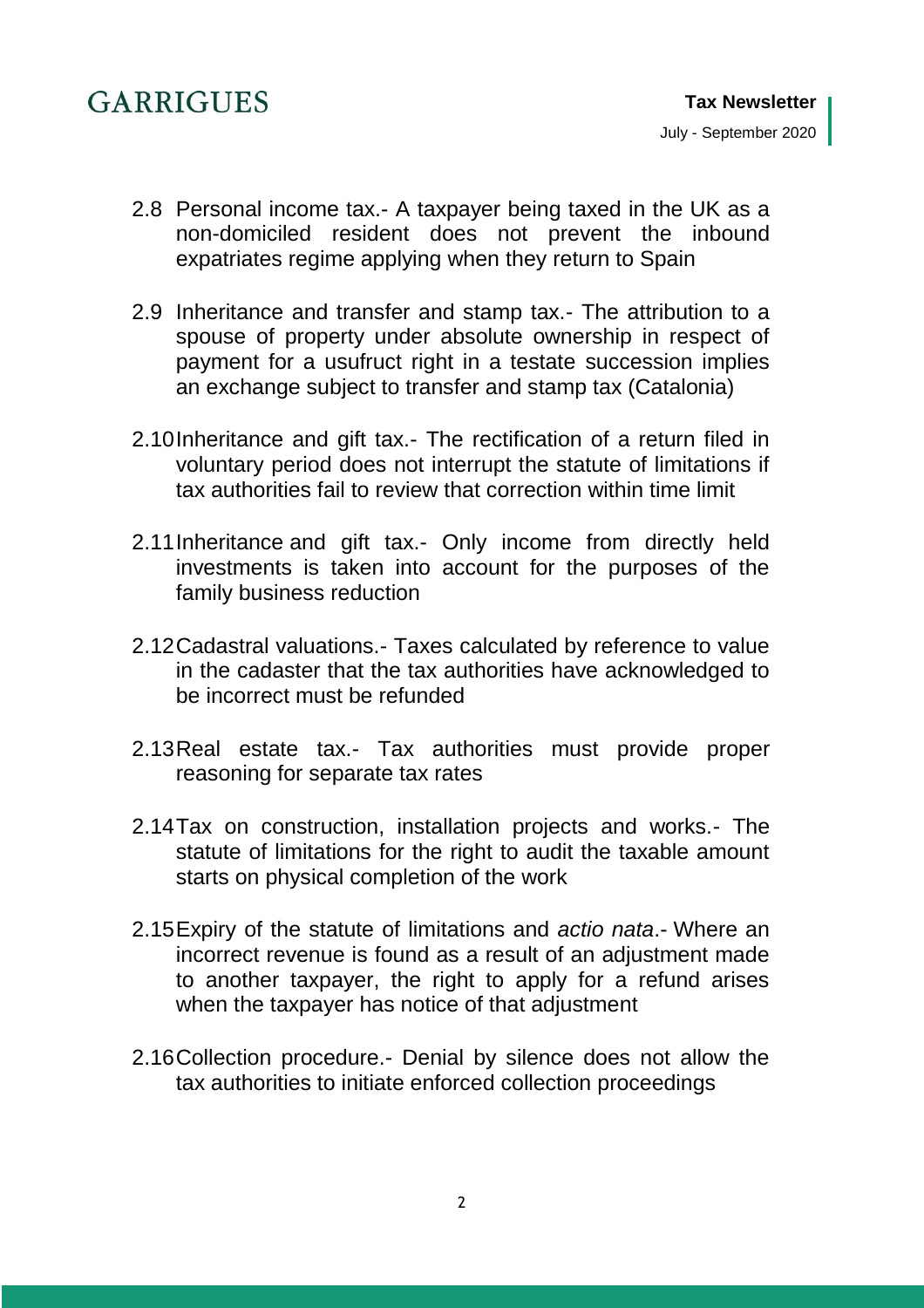2.8 Personal income tax.- A taxpayer being taxed in the UK as a non-domiciled resident does not prevent the inbound expatriates regime applying when they return to Spain

2.9 Inheritance and transfer and stamp tax.- The attribution to a spouse of property under absolute ownership in respect of payment for a usufruct right in a testate succession implies an exchange subject to transfer and stamp tax (Catalonia)

2.10 Inheritance and gift tax.- The rectification of a return filed in voluntary period does not interrupt the statute of limitations if tax authorities fail to review that correction within time limit

2.11 Inheritance and gift tax.- Only income from directly held investments is taken into account for the purposes of the family business reduction

2.12 Cadastral valuations.- Taxes calculated by reference to value in the cadaster that the tax authorities have acknowledged to be incorrect must be refunded

2.13 Real estate tax.- Tax authorities must provide proper reasoning for separate tax rates

2.14 Tax on construction, installation projects and works.- The statute of limitations for the right to audit the taxable amount starts on physical completion of the work

2.15 Expiry of the statute of limitations and *actio nata*.- Where an incorrect revenue is found as a result of an adjustment made to another taxpayer, the right to apply for a refund arises when the taxpayer has notice of that adjustment

2.16 Collection procedure.- Denial by silence does not allow the tax authorities to initiate enforced collection proceedings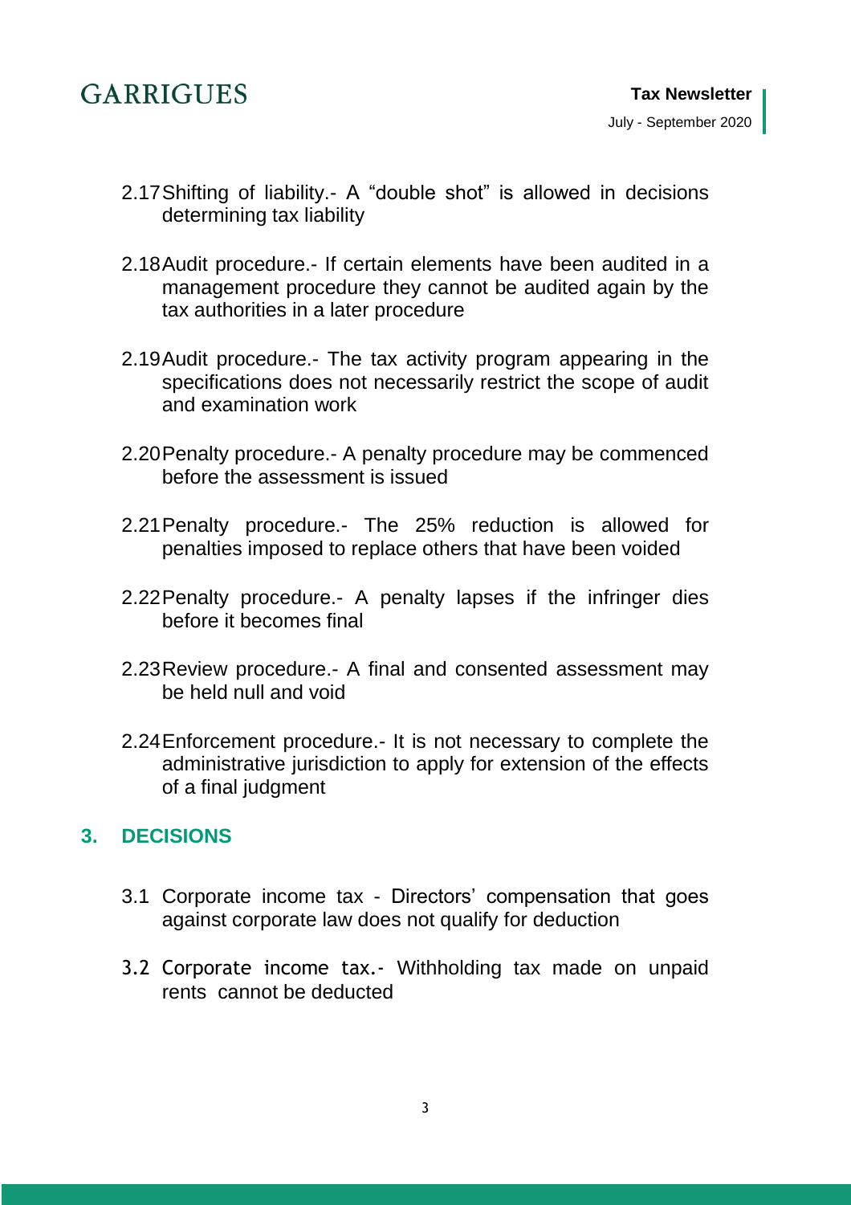2.17 Shifting of liability.- A "double shot" is allowed in decisions determining tax liability

2.18 Audit procedure.- If certain elements have been audited in a management procedure they cannot be audited again by the tax authorities in a later procedure

2.19 Audit procedure.- The tax activity program appearing in the specifications does not necessarily restrict the scope of audit and examination work

2.20 Penalty procedure.- A penalty procedure may be commenced before the assessment is issued

2.21 Penalty procedure.- The 25% reduction is allowed for penalties imposed to replace others that have been voided

2.22 Penalty procedure.- A penalty lapses if the infringer dies before it becomes final

2.23 Review procedure.- A final and consented assessment may be held null and void

2.24 Enforcement procedure.- It is not necessary to complete the administrative jurisdiction to apply for extension of the effects of a final judgment

## 3. DECISIONS

3.1 Corporate income tax - Directors' compensation that goes against corporate law does not qualify for deduction

3.2 Corporate income tax.- Withholding tax made on unpaid rents cannot be deducted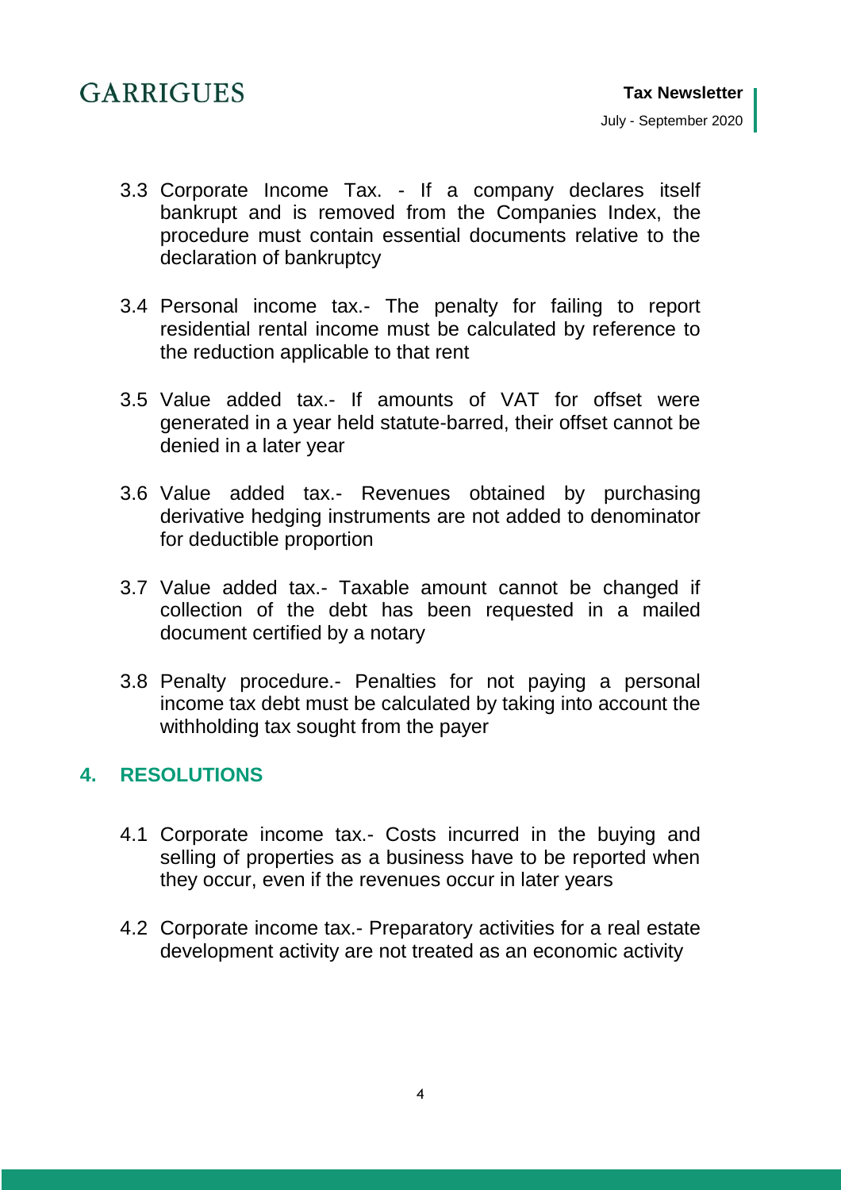3.3 Corporate Income Tax. - If a company declares itself bankrupt and is removed from the Companies Index, the procedure must contain essential documents relative to the declaration of bankruptcy

3.4 Personal income tax.- The penalty for failing to report residential rental income must be calculated by reference to the reduction applicable to that rent

3.5 Value added tax.- If amounts of VAT for offset were generated in a year held statute-barred, their offset cannot be denied in a later year

3.6 Value added tax.- Revenues obtained by purchasing derivative hedging instruments are not added to denominator for deductible proportion

3.7 Value added tax.- Taxable amount cannot be changed if collection of the debt has been requested in a mailed document certified by a notary

3.8 Penalty procedure.- Penalties for not paying a personal income tax debt must be calculated by taking into account the withholding tax sought from the payer

## 4. RESOLUTIONS

4.1 Corporate income tax.- Costs incurred in the buying and selling of properties as a business have to be reported when they occur, even if the revenues occur in later years

4.2 Corporate income tax.- Preparatory activities for a real estate development activity are not treated as an economic activity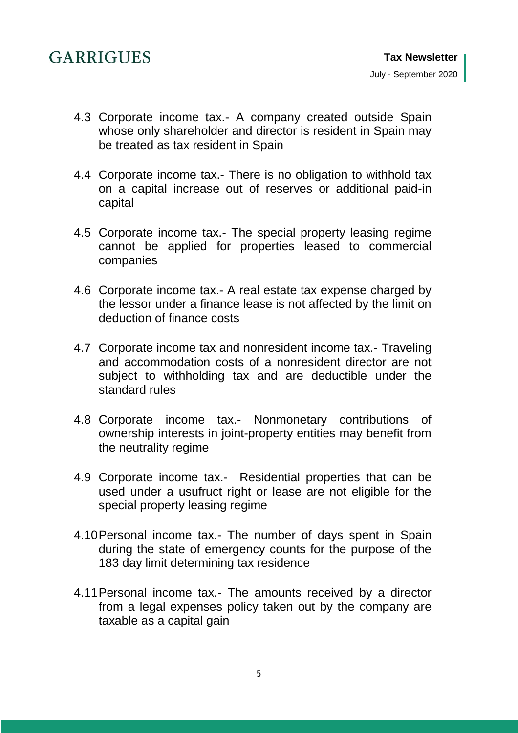4.3 Corporate income tax.- A company created outside Spain whose only shareholder and director is resident in Spain may be treated as tax resident in Spain

4.4 Corporate income tax.- There is no obligation to withhold tax on a capital increase out of reserves or additional paid-in capital

4.5 Corporate income tax.- The special property leasing regime cannot be applied for properties leased to commercial companies

4.6 Corporate income tax.- A real estate tax expense charged by the lessor under a finance lease is not affected by the limit on deduction of finance costs

4.7 Corporate income tax and nonresident income tax.- Traveling and accommodation costs of a nonresident director are not subject to withholding tax and are deductible under the standard rules

4.8 Corporate income tax.- Nonmonetary contributions of ownership interests in joint-property entities may benefit from the neutrality regime

4.9 Corporate income tax.- Residential properties that can be used under a usufruct right or lease are not eligible for the special property leasing regime

4.10 Personal income tax.- The number of days spent in Spain during the state of emergency counts for the purpose of the 183 day limit determining tax residence

4.11 Personal income tax.- The amounts received by a director from a legal expenses policy taken out by the company are taxable as a capital gain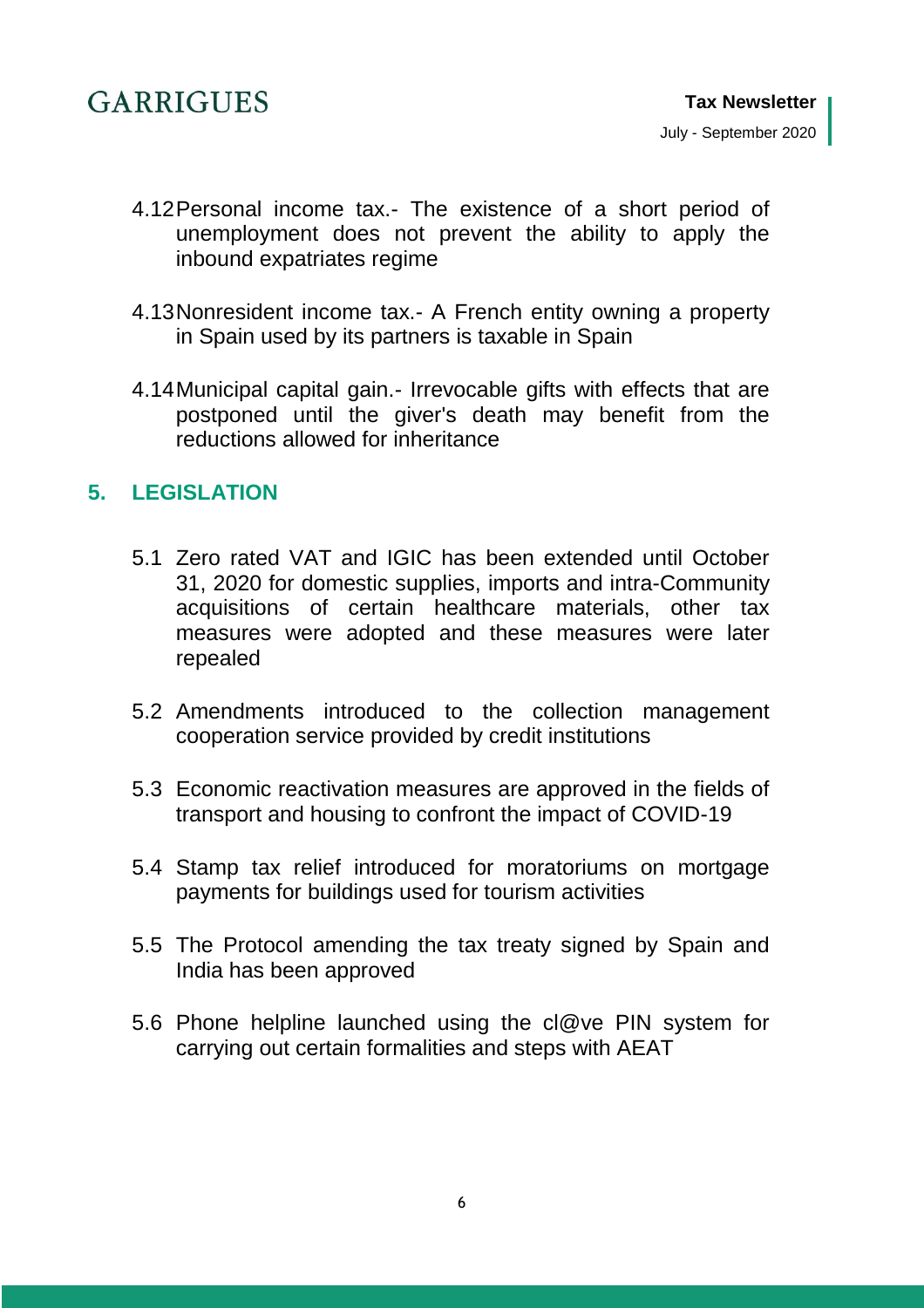4.12 Personal income tax.- The existence of a short period of unemployment does not prevent the ability to apply the inbound expatriates regime

4.13 Nonresident income tax.- A French entity owning a property in Spain used by its partners is taxable in Spain

4.14 Municipal capital gain.- Irrevocable gifts with effects that are postponed until the giver's death may benefit from the reductions allowed for inheritance

## 5. LEGISLATION

5.1 Zero rated VAT and IGIC has been extended until October 31, 2020 for domestic supplies, imports and intra-Community acquisitions of certain healthcare materials, other tax measures were adopted and these measures were later repealed

5.2 Amendments introduced to the collection management cooperation service provided by credit institutions

5.3 Economic reactivation measures are approved in the fields of transport and housing to confront the impact of COVID-19

5.4 Stamp tax relief introduced for moratoriums on mortgage payments for buildings used for tourism activities

5.5 The Protocol amending the tax treaty signed by Spain and India has been approved

5.6 Phone helpline launched using the cl@ve PIN system for carrying out certain formalities and steps with AEAT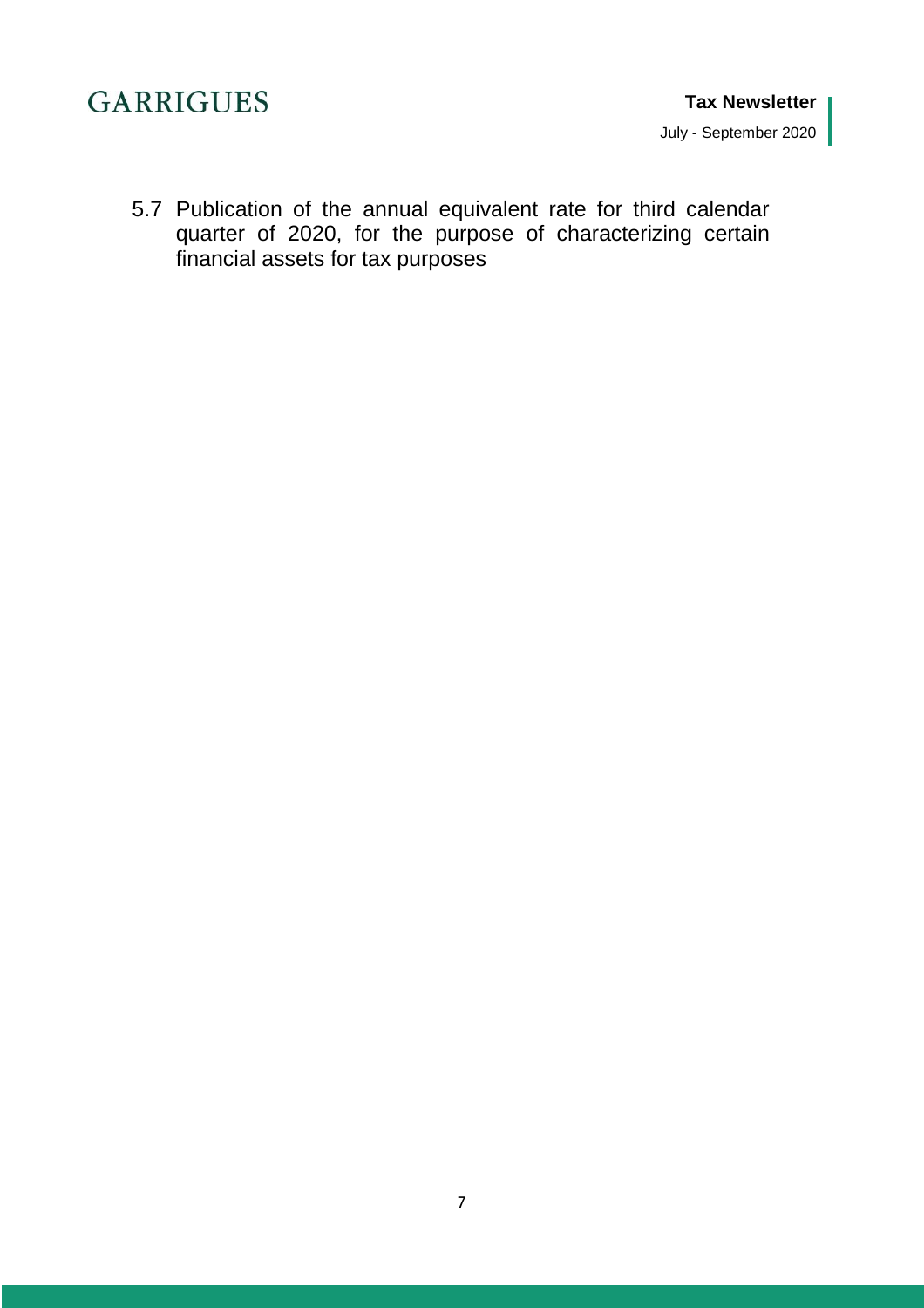5.7 Publication of the annual equivalent rate for third calendar quarter of 2020, for the purpose of characterizing certain financial assets for tax purposes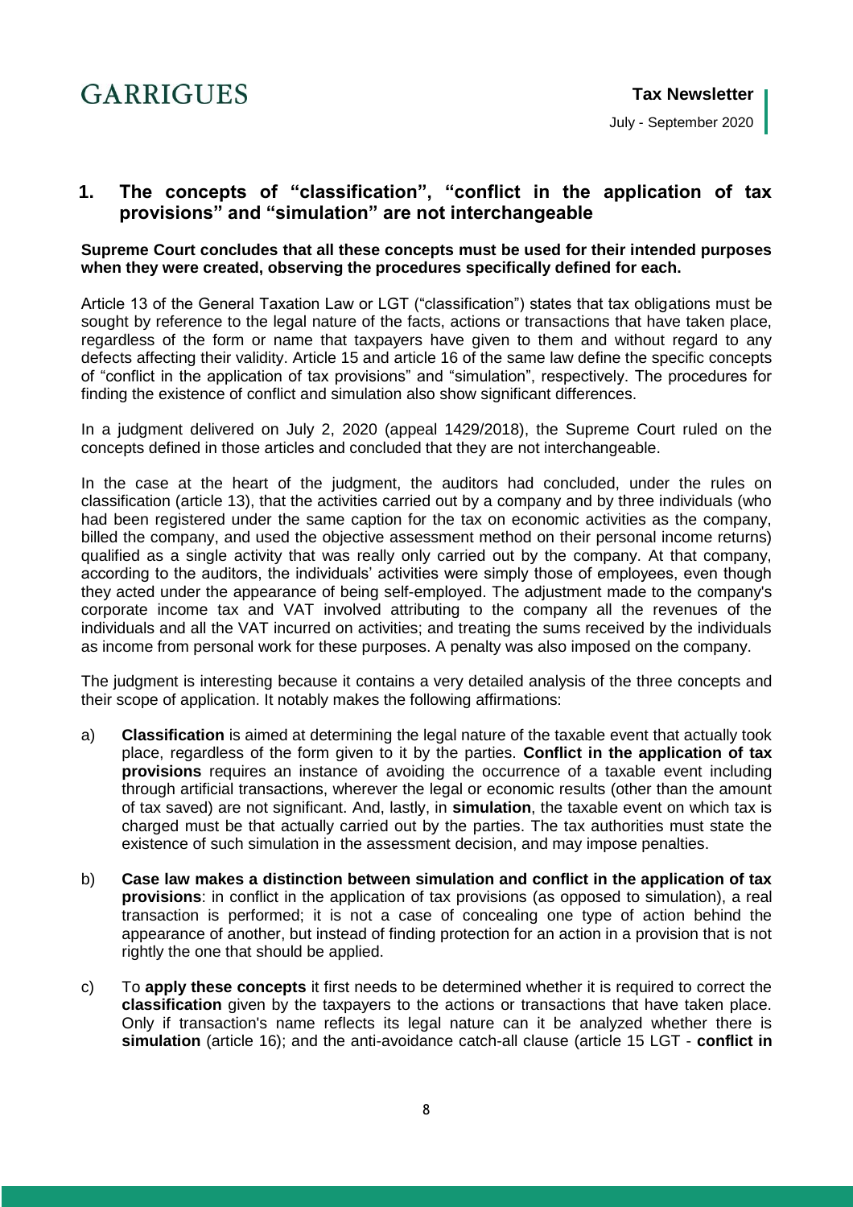## 1. The concepts of "classification", "conflict in the application of tax provisions" and "simulation" are not interchangeable

**Supreme Court concludes that all these concepts must be used for their intended purposes when they were created, observing the procedures specifically defined for each.**

Article 13 of the General Taxation Law or LGT ("classification") states that tax obligations must be sought by reference to the legal nature of the facts, actions or transactions that have taken place, regardless of the form or name that taxpayers have given to them and without regard to any defects affecting their validity. Article 15 and article 16 of the same law define the specific concepts of "conflict in the application of tax provisions" and "simulation", respectively. The procedures for finding the existence of conflict and simulation also show significant differences.

In a judgment delivered on July 2, 2020 (appeal 1429/2018), the Supreme Court ruled on the concepts defined in those articles and concluded that they are not interchangeable.

In the case at the heart of the judgment, the auditors had concluded, under the rules on classification (article 13), that the activities carried out by a company and by three individuals (who had been registered under the same caption for the tax on economic activities as the company, billed the company, and used the objective assessment method on their personal income returns) qualified as a single activity that was really only carried out by the company. At that company, according to the auditors, the individuals' activities were simply those of employees, even though they acted under the appearance of being self-employed. The adjustment made to the company's corporate income tax and VAT involved attributing to the company all the revenues of the individuals and all the VAT incurred on activities; and treating the sums received by the individuals as income from personal work for these purposes. A penalty was also imposed on the company.

The judgment is interesting because it contains a very detailed analysis of the three concepts and their scope of application. It notably makes the following affirmations:

a) **Classification** is aimed at determining the legal nature of the taxable event that actually took place, regardless of the form given to it by the parties. **Conflict in the application of tax provisions** requires an instance of avoiding the occurrence of a taxable event including through artificial transactions, wherever the legal or economic results (other than the amount of tax saved) are not significant. And, lastly, in **simulation**, the taxable event on which tax is charged must be that actually carried out by the parties. The tax authorities must state the existence of such simulation in the assessment decision, and may impose penalties.

b) **Case law makes a distinction between simulation and conflict in the application of tax provisions**: in conflict in the application of tax provisions (as opposed to simulation), a real transaction is performed; it is not a case of concealing one type of action behind the appearance of another, but instead of finding protection for an action in a provision that is not rightly the one that should be applied.

c) To **apply these concepts** it first needs to be determined whether it is required to correct the **classification** given by the taxpayers to the actions or transactions that have taken place. Only if transaction's name reflects its legal nature can it be analyzed whether there is **simulation** (article 16); and the anti-avoidance catch-all clause (article 15 LGT - **conflict in**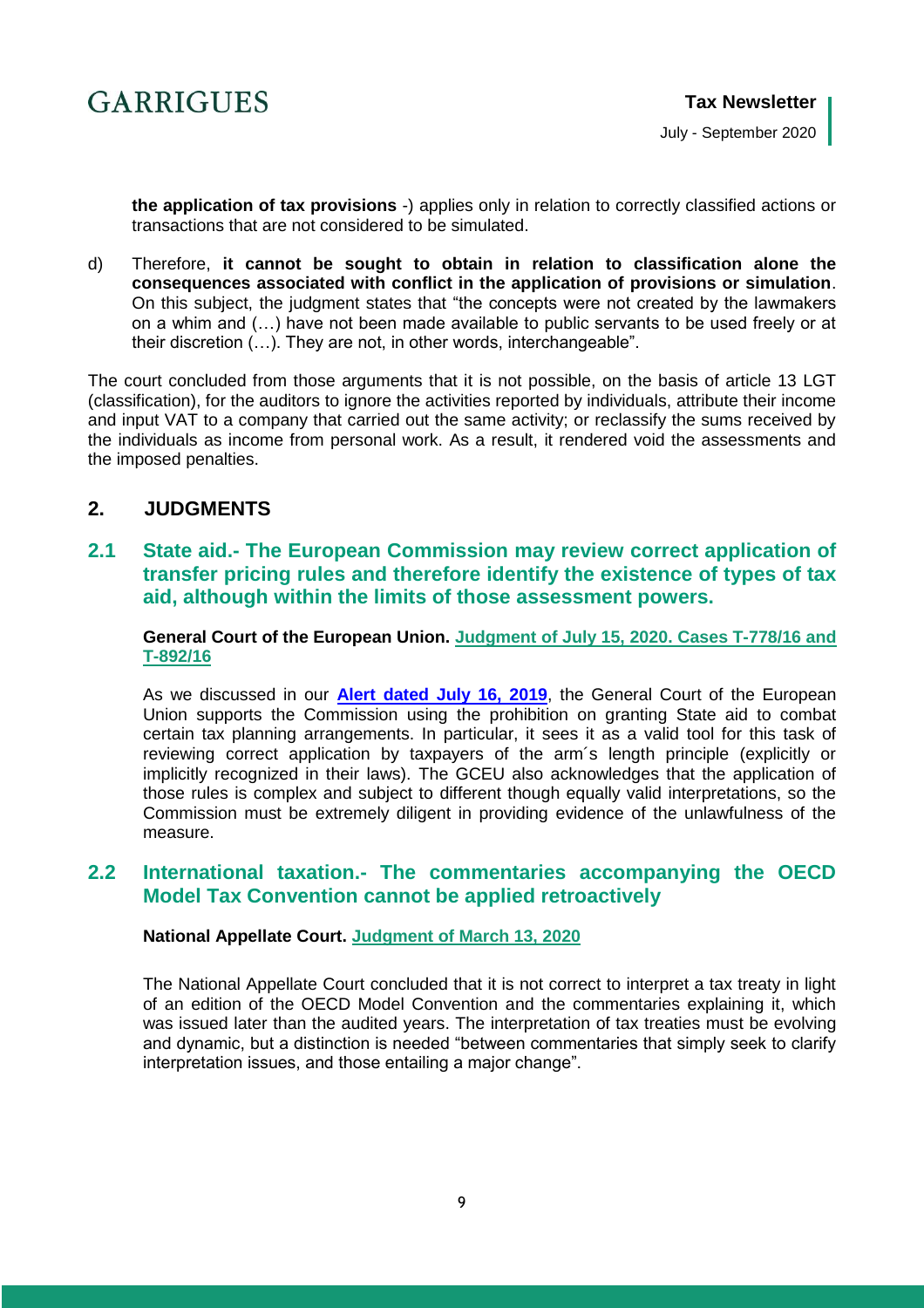**the application of tax provisions** -) applies only in relation to correctly classified actions or transactions that are not considered to be simulated.

d) Therefore, **it cannot be sought to obtain in relation to classification alone the consequences associated with conflict in the application of provisions or simulation**. On this subject, the judgment states that "the concepts were not created by the lawmakers on a whim and (…) have not been made available to public servants to be used freely or at their discretion (…). They are not, in other words, interchangeable".

The court concluded from those arguments that it is not possible, on the basis of article 13 LGT (classification), for the auditors to ignore the activities reported by individuals, attribute their income and input VAT to a company that carried out the same activity; or reclassify the sums received by the individuals as income from personal work. As a result, it rendered void the assessments and the imposed penalties.

## 2. JUDGMENTS

### 2.1 State aid.- The European Commission may review correct application of transfer pricing rules and therefore identify the existence of types of tax aid, although within the limits of those assessment powers.

**General Court of the European Union. Judgment of July 15, 2020. Cases T-778/16 and T-892/16**

As we discussed in our **Alert dated July 16, 2019**, the General Court of the European Union supports the Commission using the prohibition on granting State aid to combat certain tax planning arrangements. In particular, it sees it as a valid tool for this task of reviewing correct application by taxpayers of the arm´s length principle (explicitly or implicitly recognized in their laws). The GCEU also acknowledges that the application of those rules is complex and subject to different though equally valid interpretations, so the Commission must be extremely diligent in providing evidence of the unlawfulness of the measure.

### 2.2 International taxation.- The commentaries accompanying the OECD Model Tax Convention cannot be applied retroactively

**National Appellate Court. Judgment of March 13, 2020**

The National Appellate Court concluded that it is not correct to interpret a tax treaty in light of an edition of the OECD Model Convention and the commentaries explaining it, which was issued later than the audited years. The interpretation of tax treaties must be evolving and dynamic, but a distinction is needed "between commentaries that simply seek to clarify interpretation issues, and those entailing a major change".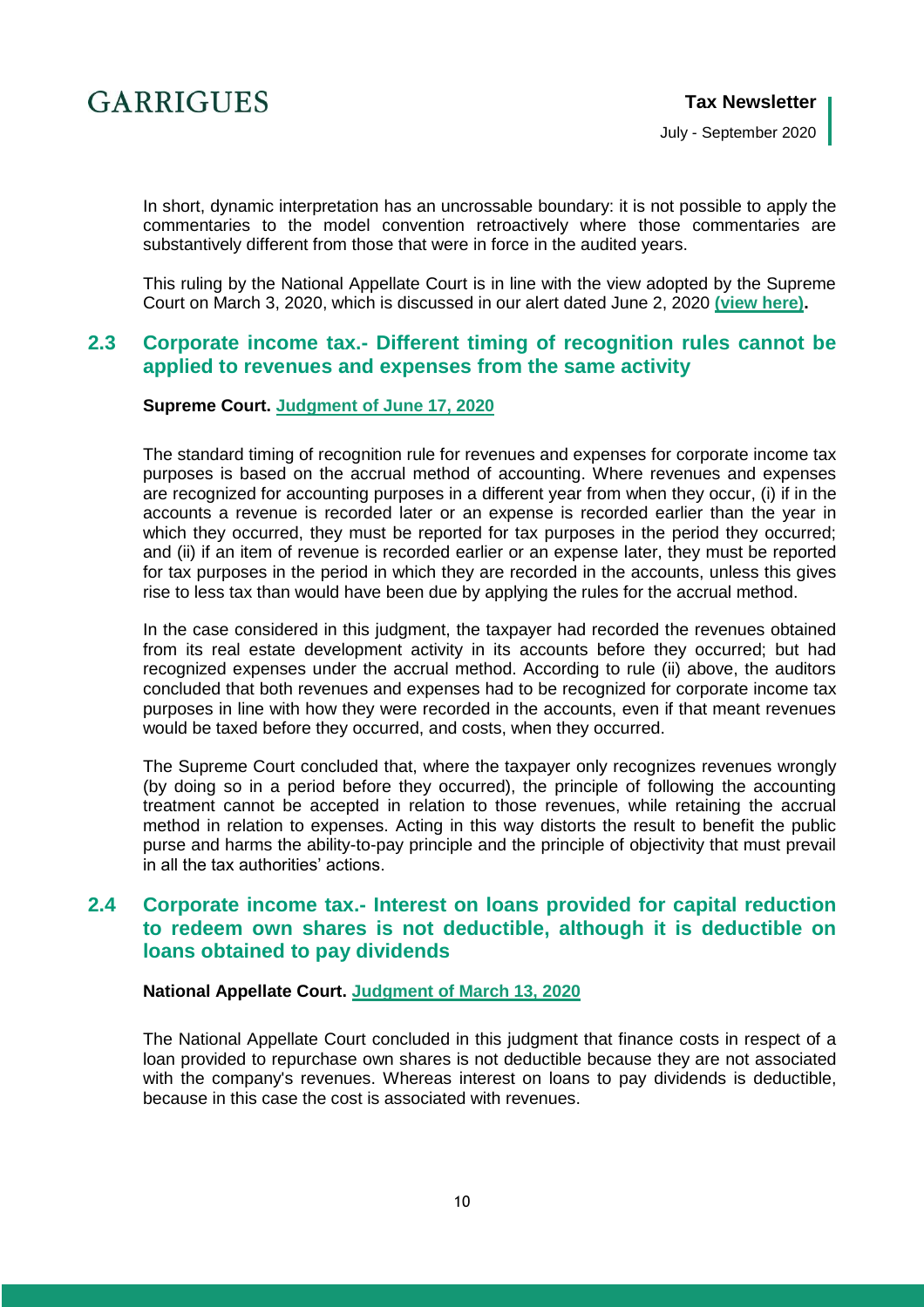In short, dynamic interpretation has an uncrossable boundary: it is not possible to apply the commentaries to the model convention retroactively where those commentaries are substantively different from those that were in force in the audited years.

This ruling by the National Appellate Court is in line with the view adopted by the Supreme Court on March 3, 2020, which is discussed in our alert dated June 2, 2020 **(view here).**

## 2.3 Corporate income tax.- Different timing of recognition rules cannot be applied to revenues and expenses from the same activity

**Supreme Court. Judgment of June 17, 2020**

The standard timing of recognition rule for revenues and expenses for corporate income tax purposes is based on the accrual method of accounting. Where revenues and expenses are recognized for accounting purposes in a different year from when they occur, (i) if in the accounts a revenue is recorded later or an expense is recorded earlier than the year in which they occurred, they must be reported for tax purposes in the period they occurred; and (ii) if an item of revenue is recorded earlier or an expense later, they must be reported for tax purposes in the period in which they are recorded in the accounts, unless this gives rise to less tax than would have been due by applying the rules for the accrual method.

In the case considered in this judgment, the taxpayer had recorded the revenues obtained from its real estate development activity in its accounts before they occurred; but had recognized expenses under the accrual method. According to rule (ii) above, the auditors concluded that both revenues and expenses had to be recognized for corporate income tax purposes in line with how they were recorded in the accounts, even if that meant revenues would be taxed before they occurred, and costs, when they occurred.

The Supreme Court concluded that, where the taxpayer only recognizes revenues wrongly (by doing so in a period before they occurred), the principle of following the accounting treatment cannot be accepted in relation to those revenues, while retaining the accrual method in relation to expenses. Acting in this way distorts the result to benefit the public purse and harms the ability-to-pay principle and the principle of objectivity that must prevail in all the tax authorities' actions.

## 2.4 Corporate income tax.- Interest on loans provided for capital reduction to redeem own shares is not deductible, although it is deductible on loans obtained to pay dividends

**National Appellate Court. Judgment of March 13, 2020**

The National Appellate Court concluded in this judgment that finance costs in respect of a loan provided to repurchase own shares is not deductible because they are not associated with the company's revenues. Whereas interest on loans to pay dividends is deductible, because in this case the cost is associated with revenues.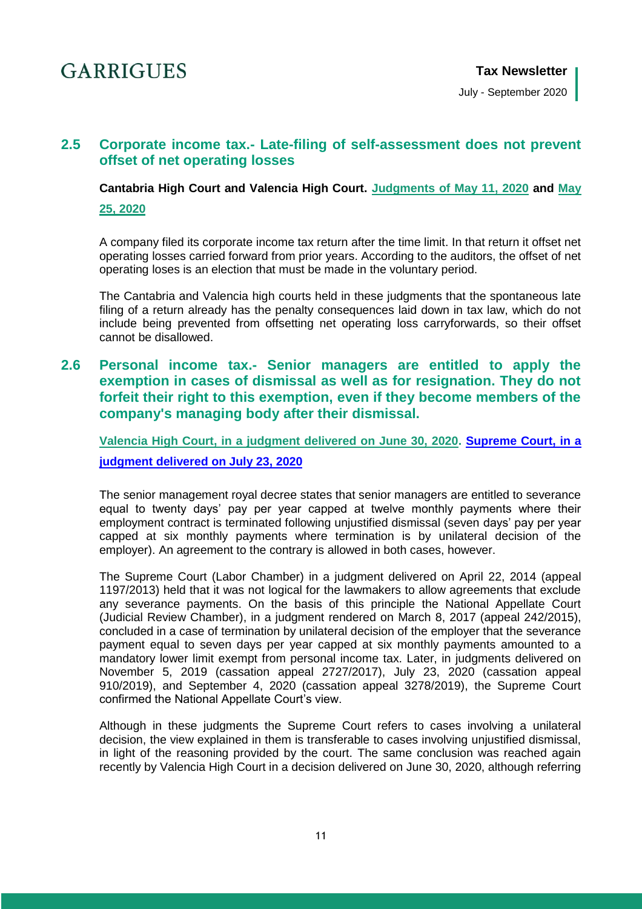## 2.5 Corporate income tax.- Late-filing of self-assessment does not prevent offset of net operating losses

**Cantabria High Court and Valencia High Court. Judgments of May 11, 2020 and May 25, 2020**

A company filed its corporate income tax return after the time limit. In that return it offset net operating losses carried forward from prior years. According to the auditors, the offset of net operating loses is an election that must be made in the voluntary period.

The Cantabria and Valencia high courts held in these judgments that the spontaneous late filing of a return already has the penalty consequences laid down in tax law, which do not include being prevented from offsetting net operating loss carryforwards, so their offset cannot be disallowed.

## 2.6 Personal income tax.- Senior managers are entitled to apply the exemption in cases of dismissal as well as for resignation. They do not forfeit their right to this exemption, even if they become members of the company's managing body after their dismissal.

**Valencia High Court, in a judgment delivered on June 30, 2020. Supreme Court, in a judgment delivered on July 23, 2020**

The senior management royal decree states that senior managers are entitled to severance equal to twenty days' pay per year capped at twelve monthly payments where their employment contract is terminated following unjustified dismissal (seven days' pay per year capped at six monthly payments where termination is by unilateral decision of the employer). An agreement to the contrary is allowed in both cases, however.

The Supreme Court (Labor Chamber) in a judgment delivered on April 22, 2014 (appeal 1197/2013) held that it was not logical for the lawmakers to allow agreements that exclude any severance payments. On the basis of this principle the National Appellate Court (Judicial Review Chamber), in a judgment rendered on March 8, 2017 (appeal 242/2015), concluded in a case of termination by unilateral decision of the employer that the severance payment equal to seven days per year capped at six monthly payments amounted to a mandatory lower limit exempt from personal income tax. Later, in judgments delivered on November 5, 2019 (cassation appeal 2727/2017), July 23, 2020 (cassation appeal 910/2019), and September 4, 2020 (cassation appeal 3278/2019), the Supreme Court confirmed the National Appellate Court's view.

Although in these judgments the Supreme Court refers to cases involving a unilateral decision, the view explained in them is transferable to cases involving unjustified dismissal, in light of the reasoning provided by the court. The same conclusion was reached again recently by Valencia High Court in a decision delivered on June 30, 2020, although referring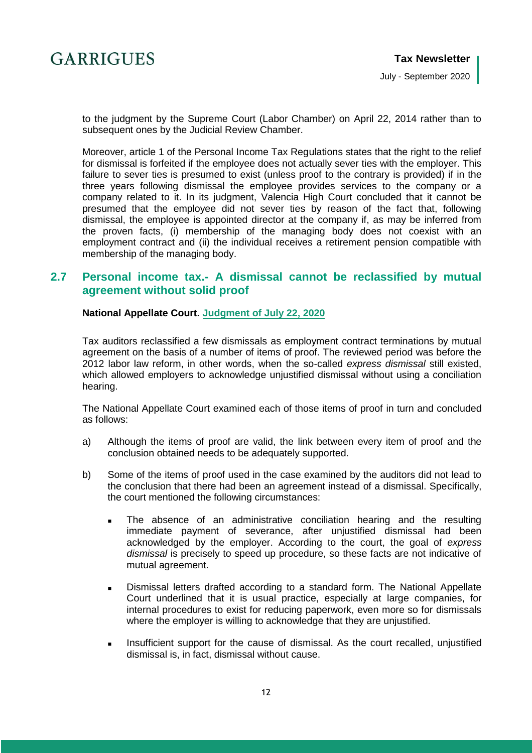to the judgment by the Supreme Court (Labor Chamber) on April 22, 2014 rather than to subsequent ones by the Judicial Review Chamber.

Moreover, article 1 of the Personal Income Tax Regulations states that the right to the relief for dismissal is forfeited if the employee does not actually sever ties with the employer. This failure to sever ties is presumed to exist (unless proof to the contrary is provided) if in the three years following dismissal the employee provides services to the company or a company related to it. In its judgment, Valencia High Court concluded that it cannot be presumed that the employee did not sever ties by reason of the fact that, following dismissal, the employee is appointed director at the company if, as may be inferred from the proven facts, (i) membership of the managing body does not coexist with an employment contract and (ii) the individual receives a retirement pension compatible with membership of the managing body.

## 2.7 Personal income tax.- A dismissal cannot be reclassified by mutual agreement without solid proof

**National Appellate Court. Judgment of July 22, 2020**

Tax auditors reclassified a few dismissals as employment contract terminations by mutual agreement on the basis of a number of items of proof. The reviewed period was before the 2012 labor law reform, in other words, when the so-called *express dismissal* still existed, which allowed employers to acknowledge unjustified dismissal without using a conciliation hearing.

The National Appellate Court examined each of those items of proof in turn and concluded as follows:

a) Although the items of proof are valid, the link between every item of proof and the conclusion obtained needs to be adequately supported.

b) Some of the items of proof used in the case examined by the auditors did not lead to the conclusion that there had been an agreement instead of a dismissal. Specifically, the court mentioned the following circumstances:

   - The absence of an administrative conciliation hearing and the resulting immediate payment of severance, after unjustified dismissal had been acknowledged by the employer. According to the court, the goal of *express dismissal* is precisely to speed up procedure, so these facts are not indicative of mutual agreement.

   - Dismissal letters drafted according to a standard form. The National Appellate Court underlined that it is usual practice, especially at large companies, for internal procedures to exist for reducing paperwork, even more so for dismissals where the employer is willing to acknowledge that they are unjustified.

   - Insufficient support for the cause of dismissal. As the court recalled, unjustified dismissal is, in fact, dismissal without cause.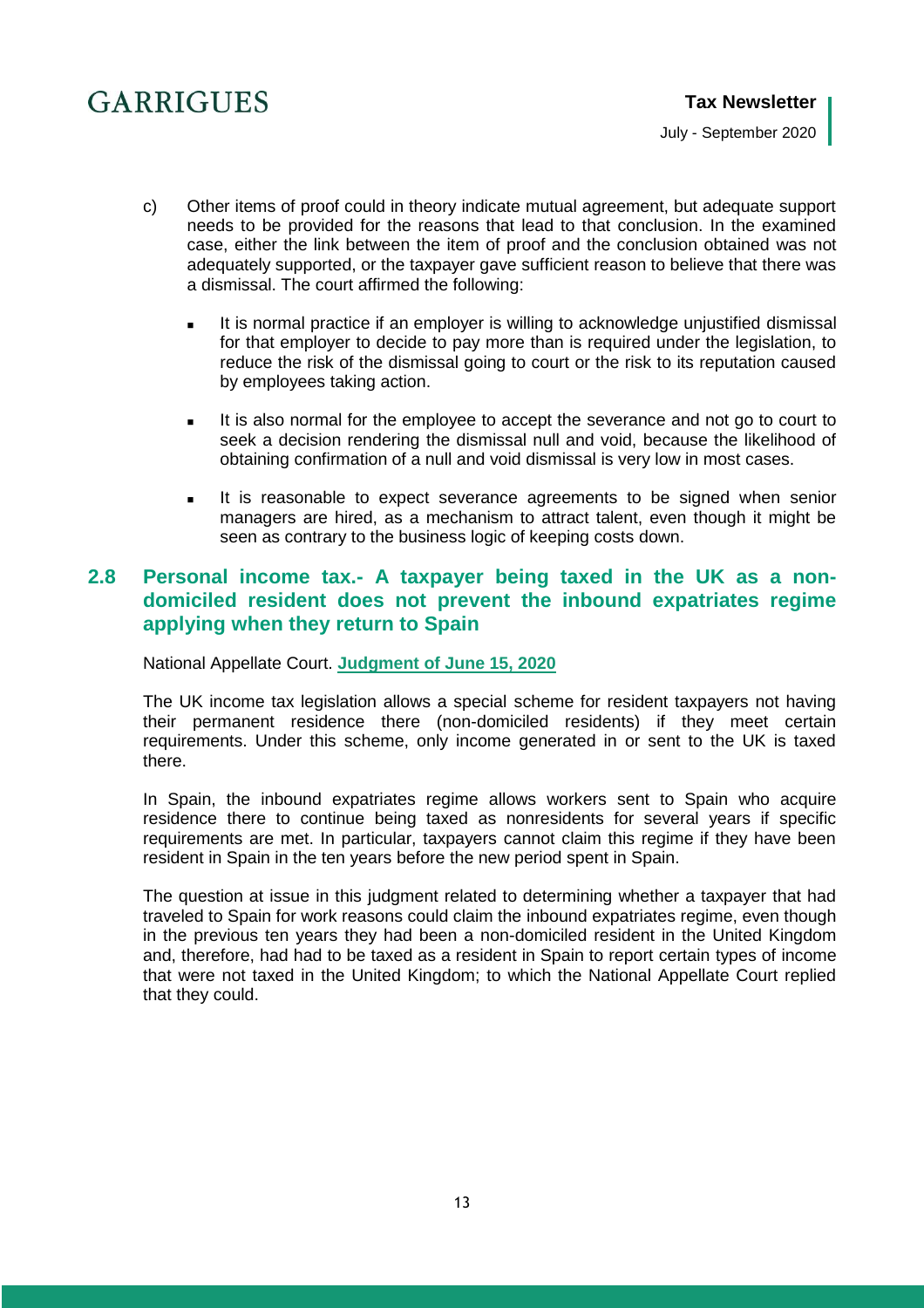c) Other items of proof could in theory indicate mutual agreement, but adequate support needs to be provided for the reasons that lead to that conclusion. In the examined case, either the link between the item of proof and the conclusion obtained was not adequately supported, or the taxpayer gave sufficient reason to believe that there was a dismissal. The court affirmed the following:

   - It is normal practice if an employer is willing to acknowledge unjustified dismissal for that employer to decide to pay more than is required under the legislation, to reduce the risk of the dismissal going to court or the risk to its reputation caused by employees taking action.

   - It is also normal for the employee to accept the severance and not go to court to seek a decision rendering the dismissal null and void, because the likelihood of obtaining confirmation of a null and void dismissal is very low in most cases.

   - It is reasonable to expect severance agreements to be signed when senior managers are hired, as a mechanism to attract talent, even though it might be seen as contrary to the business logic of keeping costs down.

## 2.8 Personal income tax.- A taxpayer being taxed in the UK as a non-domiciled resident does not prevent the inbound expatriates regime applying when they return to Spain

National Appellate Court. **Judgment of June 15, 2020**

The UK income tax legislation allows a special scheme for resident taxpayers not having their permanent residence there (non-domiciled residents) if they meet certain requirements. Under this scheme, only income generated in or sent to the UK is taxed there.

In Spain, the inbound expatriates regime allows workers sent to Spain who acquire residence there to continue being taxed as nonresidents for several years if specific requirements are met. In particular, taxpayers cannot claim this regime if they have been resident in Spain in the ten years before the new period spent in Spain.

The question at issue in this judgment related to determining whether a taxpayer that had traveled to Spain for work reasons could claim the inbound expatriates regime, even though in the previous ten years they had been a non-domiciled resident in the United Kingdom and, therefore, had had to be taxed as a resident in Spain to report certain types of income that were not taxed in the United Kingdom; to which the National Appellate Court replied that they could.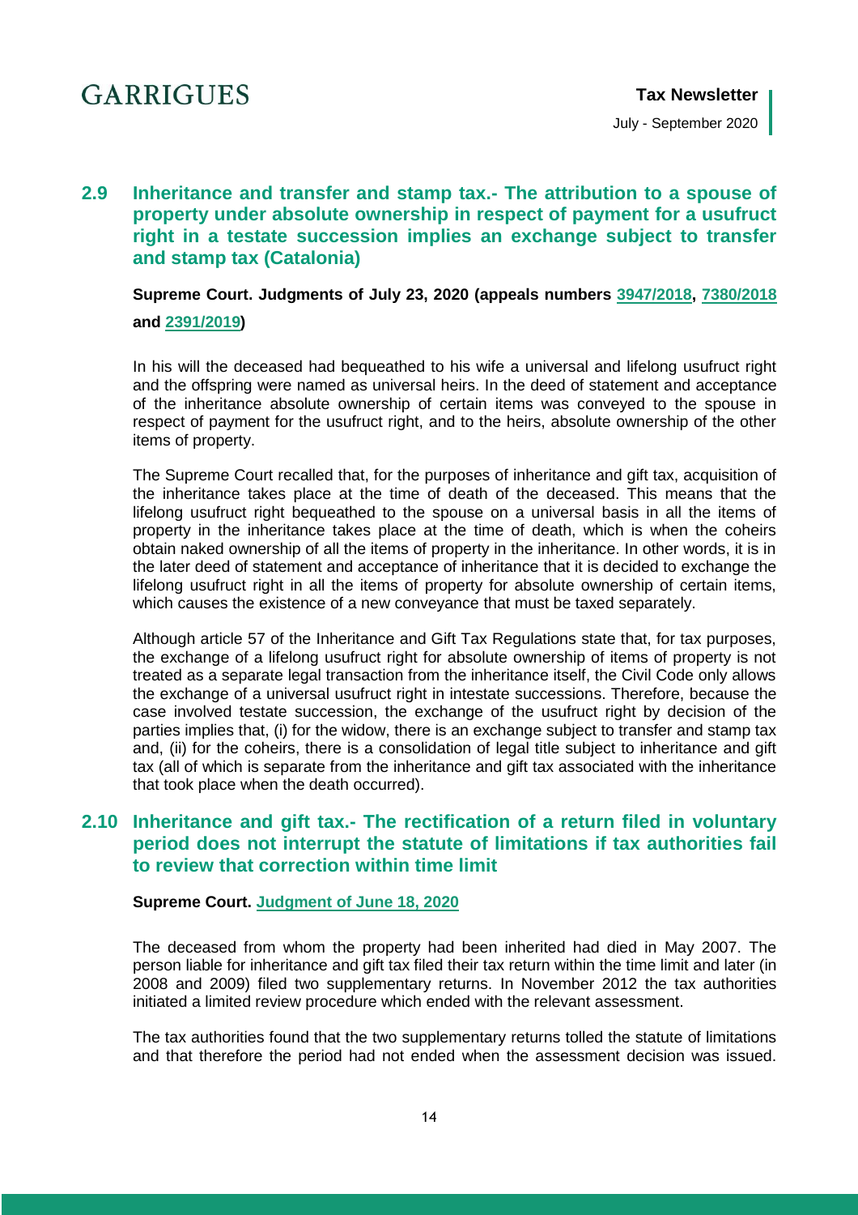## 2.9 Inheritance and transfer and stamp tax.- The attribution to a spouse of property under absolute ownership in respect of payment for a usufruct right in a testate succession implies an exchange subject to transfer and stamp tax (Catalonia)

**Supreme Court. Judgments of July 23, 2020 (appeals numbers 3947/2018, 7380/2018 and 2391/2019)**

In his will the deceased had bequeathed to his wife a universal and lifelong usufruct right and the offspring were named as universal heirs. In the deed of statement and acceptance of the inheritance absolute ownership of certain items was conveyed to the spouse in respect of payment for the usufruct right, and to the heirs, absolute ownership of the other items of property.

The Supreme Court recalled that, for the purposes of inheritance and gift tax, acquisition of the inheritance takes place at the time of death of the deceased. This means that the lifelong usufruct right bequeathed to the spouse on a universal basis in all the items of property in the inheritance takes place at the time of death, which is when the coheirs obtain naked ownership of all the items of property in the inheritance. In other words, it is in the later deed of statement and acceptance of inheritance that it is decided to exchange the lifelong usufruct right in all the items of property for absolute ownership of certain items, which causes the existence of a new conveyance that must be taxed separately.

Although article 57 of the Inheritance and Gift Tax Regulations state that, for tax purposes, the exchange of a lifelong usufruct right for absolute ownership of items of property is not treated as a separate legal transaction from the inheritance itself, the Civil Code only allows the exchange of a universal usufruct right in intestate successions. Therefore, because the case involved testate succession, the exchange of the usufruct right by decision of the parties implies that, (i) for the widow, there is an exchange subject to transfer and stamp tax and, (ii) for the coheirs, there is a consolidation of legal title subject to inheritance and gift tax (all of which is separate from the inheritance and gift tax associated with the inheritance that took place when the death occurred).

## 2.10 Inheritance and gift tax.- The rectification of a return filed in voluntary period does not interrupt the statute of limitations if tax authorities fail to review that correction within time limit

**Supreme Court. Judgment of June 18, 2020**

The deceased from whom the property had been inherited had died in May 2007. The person liable for inheritance and gift tax filed their tax return within the time limit and later (in 2008 and 2009) filed two supplementary returns. In November 2012 the tax authorities initiated a limited review procedure which ended with the relevant assessment.

The tax authorities found that the two supplementary returns tolled the statute of limitations and that therefore the period had not ended when the assessment decision was issued.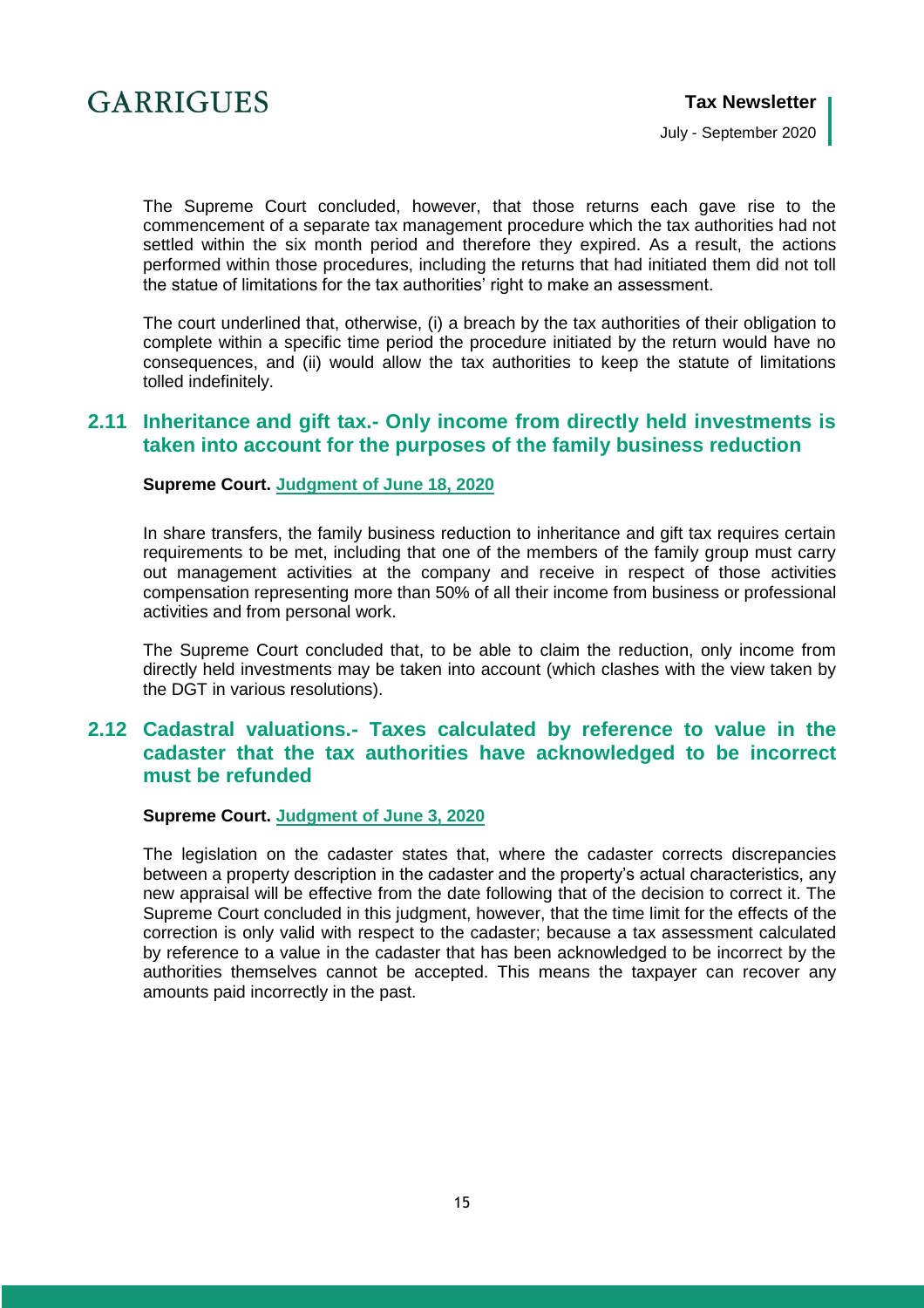The Supreme Court concluded, however, that those returns each gave rise to the commencement of a separate tax management procedure which the tax authorities had not settled within the six month period and therefore they expired. As a result, the actions performed within those procedures, including the returns that had initiated them did not toll the statue of limitations for the tax authorities' right to make an assessment.

The court underlined that, otherwise, (i) a breach by the tax authorities of their obligation to complete within a specific time period the procedure initiated by the return would have no consequences, and (ii) would allow the tax authorities to keep the statute of limitations tolled indefinitely.

## 2.11 Inheritance and gift tax.- Only income from directly held investments is taken into account for the purposes of the family business reduction

**Supreme Court. Judgment of June 18, 2020**

In share transfers, the family business reduction to inheritance and gift tax requires certain requirements to be met, including that one of the members of the family group must carry out management activities at the company and receive in respect of those activities compensation representing more than 50% of all their income from business or professional activities and from personal work.

The Supreme Court concluded that, to be able to claim the reduction, only income from directly held investments may be taken into account (which clashes with the view taken by the DGT in various resolutions).

## 2.12 Cadastral valuations.- Taxes calculated by reference to value in the cadaster that the tax authorities have acknowledged to be incorrect must be refunded

**Supreme Court. Judgment of June 3, 2020**

The legislation on the cadaster states that, where the cadaster corrects discrepancies between a property description in the cadaster and the property's actual characteristics, any new appraisal will be effective from the date following that of the decision to correct it. The Supreme Court concluded in this judgment, however, that the time limit for the effects of the correction is only valid with respect to the cadaster; because a tax assessment calculated by reference to a value in the cadaster that has been acknowledged to be incorrect by the authorities themselves cannot be accepted. This means the taxpayer can recover any amounts paid incorrectly in the past.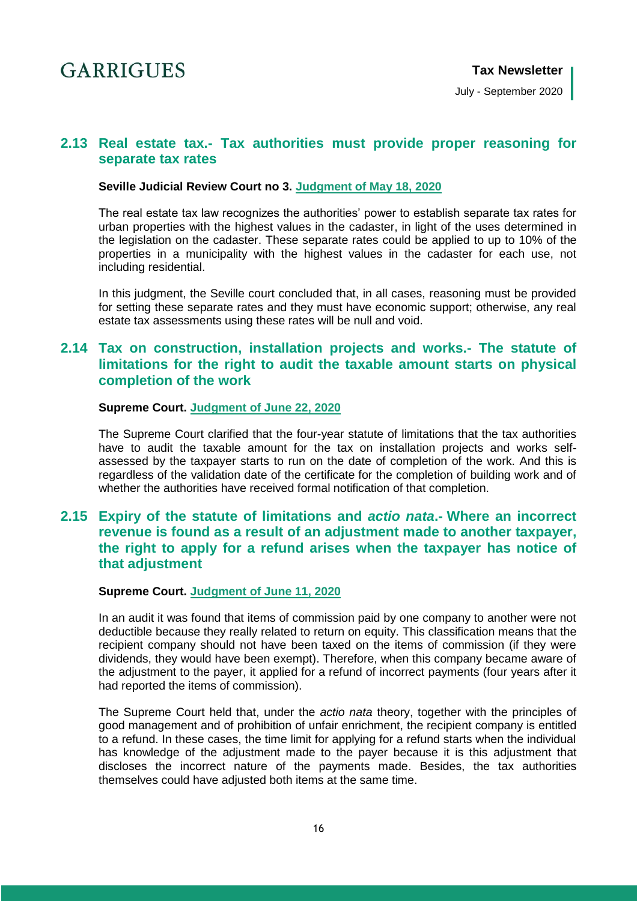## 2.13 Real estate tax.- Tax authorities must provide proper reasoning for separate tax rates

**Seville Judicial Review Court no 3. Judgment of May 18, 2020**

The real estate tax law recognizes the authorities' power to establish separate tax rates for urban properties with the highest values in the cadaster, in light of the uses determined in the legislation on the cadaster. These separate rates could be applied to up to 10% of the properties in a municipality with the highest values in the cadaster for each use, not including residential.

In this judgment, the Seville court concluded that, in all cases, reasoning must be provided for setting these separate rates and they must have economic support; otherwise, any real estate tax assessments using these rates will be null and void.

## 2.14 Tax on construction, installation projects and works.- The statute of limitations for the right to audit the taxable amount starts on physical completion of the work

**Supreme Court. Judgment of June 22, 2020**

The Supreme Court clarified that the four-year statute of limitations that the tax authorities have to audit the taxable amount for the tax on installation projects and works self-assessed by the taxpayer starts to run on the date of completion of the work. And this is regardless of the validation date of the certificate for the completion of building work and of whether the authorities have received formal notification of that completion.

## 2.15 Expiry of the statute of limitations and *actio nata*.- Where an incorrect revenue is found as a result of an adjustment made to another taxpayer, the right to apply for a refund arises when the taxpayer has notice of that adjustment

**Supreme Court. Judgment of June 11, 2020**

In an audit it was found that items of commission paid by one company to another were not deductible because they really related to return on equity. This classification means that the recipient company should not have been taxed on the items of commission (if they were dividends, they would have been exempt). Therefore, when this company became aware of the adjustment to the payer, it applied for a refund of incorrect payments (four years after it had reported the items of commission).

The Supreme Court held that, under the *actio nata* theory, together with the principles of good management and of prohibition of unfair enrichment, the recipient company is entitled to a refund. In these cases, the time limit for applying for a refund starts when the individual has knowledge of the adjustment made to the payer because it is this adjustment that discloses the incorrect nature of the payments made. Besides, the tax authorities themselves could have adjusted both items at the same time.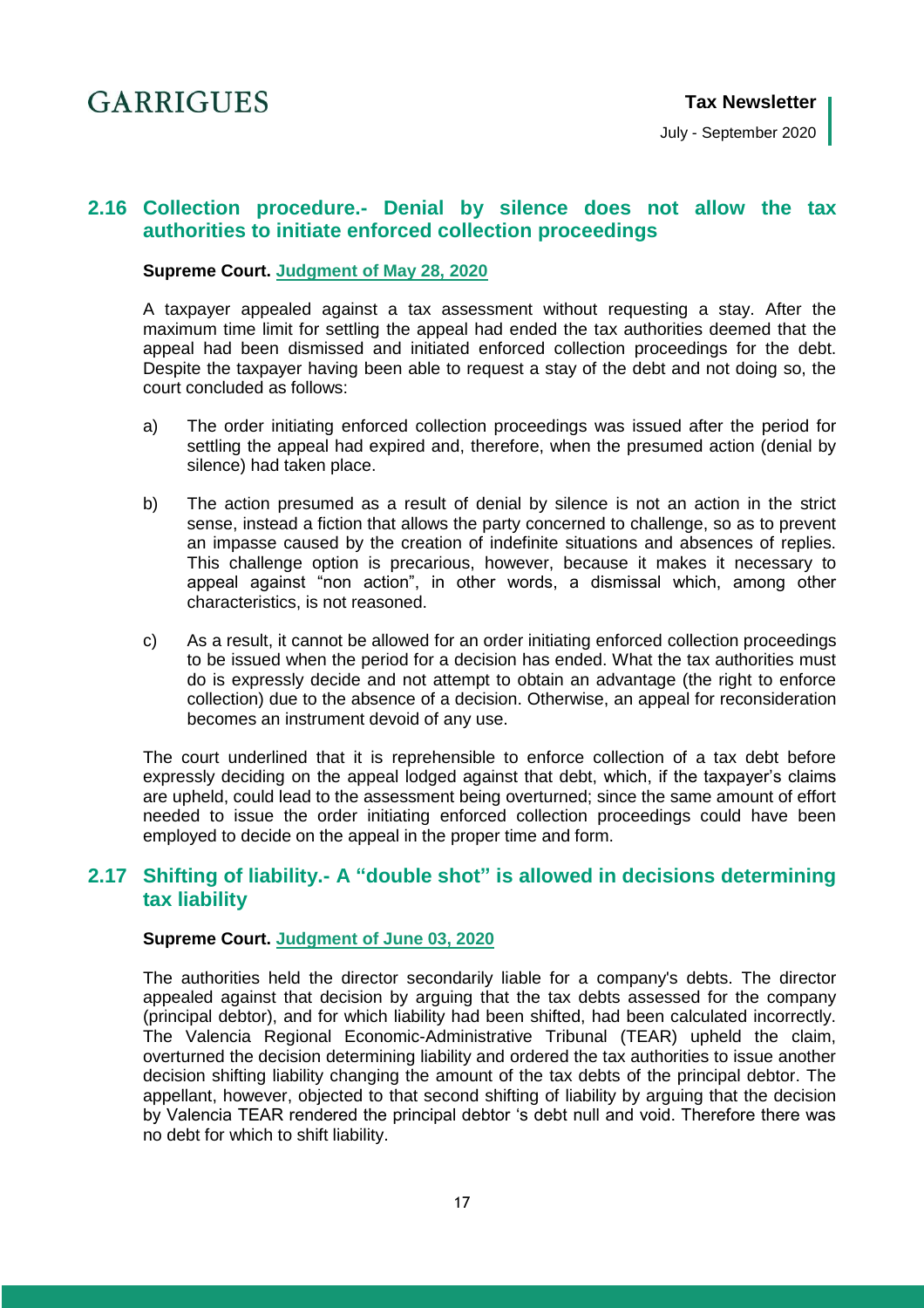## 2.16 Collection procedure.- Denial by silence does not allow the tax authorities to initiate enforced collection proceedings

**Supreme Court. Judgment of May 28, 2020**

A taxpayer appealed against a tax assessment without requesting a stay. After the maximum time limit for settling the appeal had ended the tax authorities deemed that the appeal had been dismissed and initiated enforced collection proceedings for the debt. Despite the taxpayer having been able to request a stay of the debt and not doing so, the court concluded as follows:

a) The order initiating enforced collection proceedings was issued after the period for settling the appeal had expired and, therefore, when the presumed action (denial by silence) had taken place.

b) The action presumed as a result of denial by silence is not an action in the strict sense, instead a fiction that allows the party concerned to challenge, so as to prevent an impasse caused by the creation of indefinite situations and absences of replies. This challenge option is precarious, however, because it makes it necessary to appeal against "non action", in other words, a dismissal which, among other characteristics, is not reasoned.

c) As a result, it cannot be allowed for an order initiating enforced collection proceedings to be issued when the period for a decision has ended. What the tax authorities must do is expressly decide and not attempt to obtain an advantage (the right to enforce collection) due to the absence of a decision. Otherwise, an appeal for reconsideration becomes an instrument devoid of any use.

The court underlined that it is reprehensible to enforce collection of a tax debt before expressly deciding on the appeal lodged against that debt, which, if the taxpayer's claims are upheld, could lead to the assessment being overturned; since the same amount of effort needed to issue the order initiating enforced collection proceedings could have been employed to decide on the appeal in the proper time and form.

## 2.17 Shifting of liability.- A "double shot" is allowed in decisions determining tax liability

**Supreme Court. Judgment of June 03, 2020**

The authorities held the director secondarily liable for a company's debts. The director appealed against that decision by arguing that the tax debts assessed for the company (principal debtor), and for which liability had been shifted, had been calculated incorrectly. The Valencia Regional Economic-Administrative Tribunal (TEAR) upheld the claim, overturned the decision determining liability and ordered the tax authorities to issue another decision shifting liability changing the amount of the tax debts of the principal debtor. The appellant, however, objected to that second shifting of liability by arguing that the decision by Valencia TEAR rendered the principal debtor 's debt null and void. Therefore there was no debt for which to shift liability.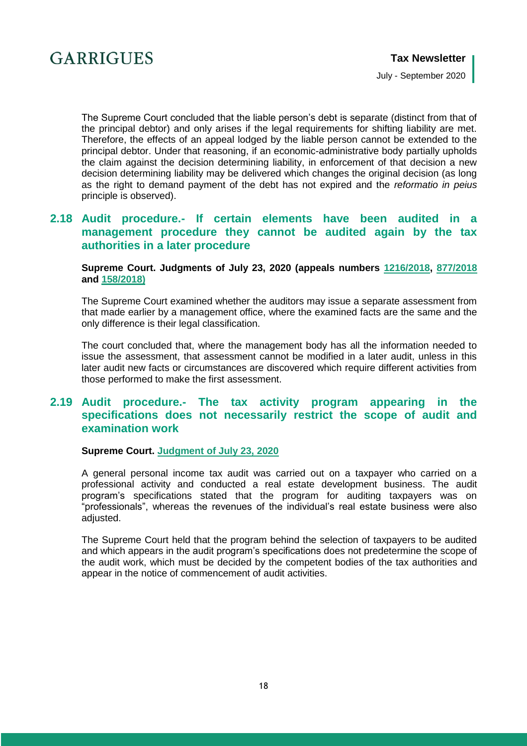The Supreme Court concluded that the liable person's debt is separate (distinct from that of the principal debtor) and only arises if the legal requirements for shifting liability are met. Therefore, the effects of an appeal lodged by the liable person cannot be extended to the principal debtor. Under that reasoning, if an economic-administrative body partially upholds the claim against the decision determining liability, in enforcement of that decision a new decision determining liability may be delivered which changes the original decision (as long as the right to demand payment of the debt has not expired and the *reformatio in peius* principle is observed).

## 2.18 Audit procedure.- If certain elements have been audited in a management procedure they cannot be audited again by the tax authorities in a later procedure

**Supreme Court. Judgments of July 23, 2020 (appeals numbers 1216/2018, 877/2018 and 158/2018)**

The Supreme Court examined whether the auditors may issue a separate assessment from that made earlier by a management office, where the examined facts are the same and the only difference is their legal classification.

The court concluded that, where the management body has all the information needed to issue the assessment, that assessment cannot be modified in a later audit, unless in this later audit new facts or circumstances are discovered which require different activities from those performed to make the first assessment.

## 2.19 Audit procedure.- The tax activity program appearing in the specifications does not necessarily restrict the scope of audit and examination work

**Supreme Court. Judgment of July 23, 2020**

A general personal income tax audit was carried out on a taxpayer who carried on a professional activity and conducted a real estate development business. The audit program's specifications stated that the program for auditing taxpayers was on "professionals", whereas the revenues of the individual's real estate business were also adjusted.

The Supreme Court held that the program behind the selection of taxpayers to be audited and which appears in the audit program's specifications does not predetermine the scope of the audit work, which must be decided by the competent bodies of the tax authorities and appear in the notice of commencement of audit activities.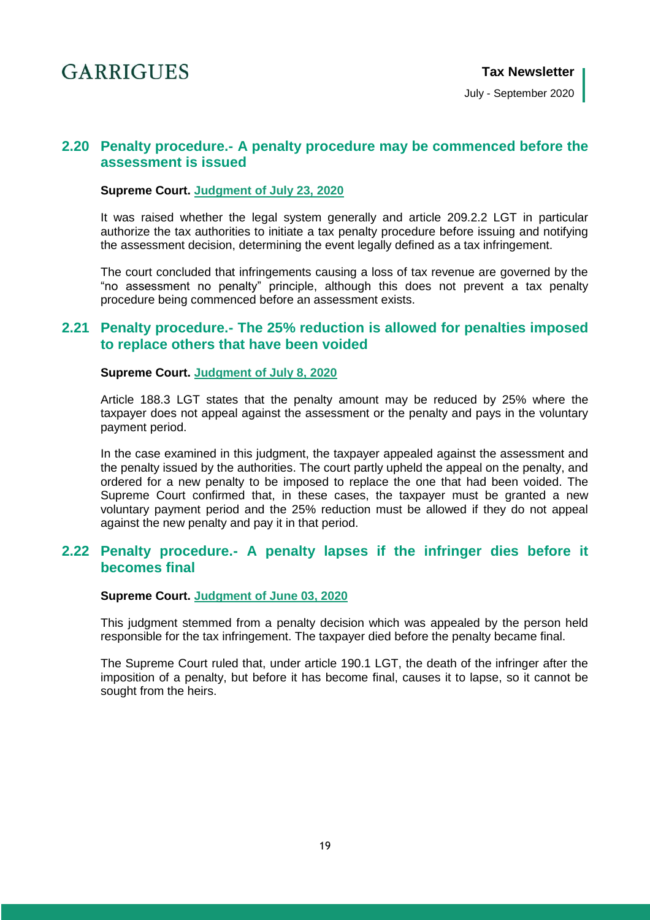## 2.20 Penalty procedure.- A penalty procedure may be commenced before the assessment is issued

**Supreme Court. Judgment of July 23, 2020**

It was raised whether the legal system generally and article 209.2.2 LGT in particular authorize the tax authorities to initiate a tax penalty procedure before issuing and notifying the assessment decision, determining the event legally defined as a tax infringement.

The court concluded that infringements causing a loss of tax revenue are governed by the "no assessment no penalty" principle, although this does not prevent a tax penalty procedure being commenced before an assessment exists.

## 2.21 Penalty procedure.- The 25% reduction is allowed for penalties imposed to replace others that have been voided

**Supreme Court. Judgment of July 8, 2020**

Article 188.3 LGT states that the penalty amount may be reduced by 25% where the taxpayer does not appeal against the assessment or the penalty and pays in the voluntary payment period.

In the case examined in this judgment, the taxpayer appealed against the assessment and the penalty issued by the authorities. The court partly upheld the appeal on the penalty, and ordered for a new penalty to be imposed to replace the one that had been voided. The Supreme Court confirmed that, in these cases, the taxpayer must be granted a new voluntary payment period and the 25% reduction must be allowed if they do not appeal against the new penalty and pay it in that period.

## 2.22 Penalty procedure.- A penalty lapses if the infringer dies before it becomes final

**Supreme Court. Judgment of June 03, 2020**

This judgment stemmed from a penalty decision which was appealed by the person held responsible for the tax infringement. The taxpayer died before the penalty became final.

The Supreme Court ruled that, under article 190.1 LGT, the death of the infringer after the imposition of a penalty, but before it has become final, causes it to lapse, so it cannot be sought from the heirs.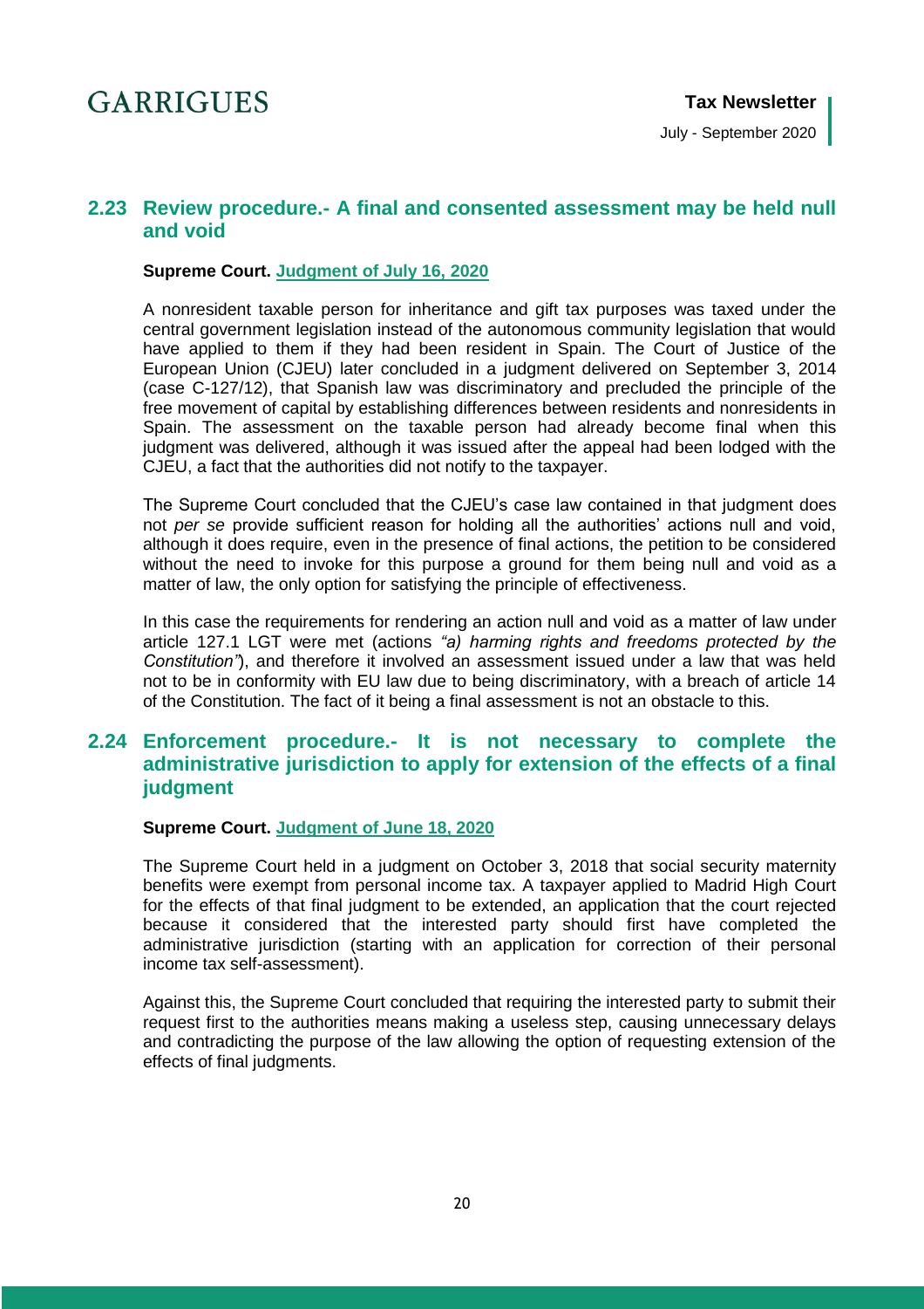## 2.23 Review procedure.- A final and consented assessment may be held null and void

**Supreme Court. Judgment of July 16, 2020**

A nonresident taxable person for inheritance and gift tax purposes was taxed under the central government legislation instead of the autonomous community legislation that would have applied to them if they had been resident in Spain. The Court of Justice of the European Union (CJEU) later concluded in a judgment delivered on September 3, 2014 (case C-127/12), that Spanish law was discriminatory and precluded the principle of the free movement of capital by establishing differences between residents and nonresidents in Spain. The assessment on the taxable person had already become final when this judgment was delivered, although it was issued after the appeal had been lodged with the CJEU, a fact that the authorities did not notify to the taxpayer.

The Supreme Court concluded that the CJEU's case law contained in that judgment does not *per se* provide sufficient reason for holding all the authorities' actions null and void, although it does require, even in the presence of final actions, the petition to be considered without the need to invoke for this purpose a ground for them being null and void as a matter of law, the only option for satisfying the principle of effectiveness.

In this case the requirements for rendering an action null and void as a matter of law under article 127.1 LGT were met (actions *"a) harming rights and freedoms protected by the Constitution"*), and therefore it involved an assessment issued under a law that was held not to be in conformity with EU law due to being discriminatory, with a breach of article 14 of the Constitution. The fact of it being a final assessment is not an obstacle to this.

## 2.24 Enforcement procedure.- It is not necessary to complete the administrative jurisdiction to apply for extension of the effects of a final judgment

**Supreme Court. Judgment of June 18, 2020**

The Supreme Court held in a judgment on October 3, 2018 that social security maternity benefits were exempt from personal income tax. A taxpayer applied to Madrid High Court for the effects of that final judgment to be extended, an application that the court rejected because it considered that the interested party should first have completed the administrative jurisdiction (starting with an application for correction of their personal income tax self-assessment).

Against this, the Supreme Court concluded that requiring the interested party to submit their request first to the authorities means making a useless step, causing unnecessary delays and contradicting the purpose of the law allowing the option of requesting extension of the effects of final judgments.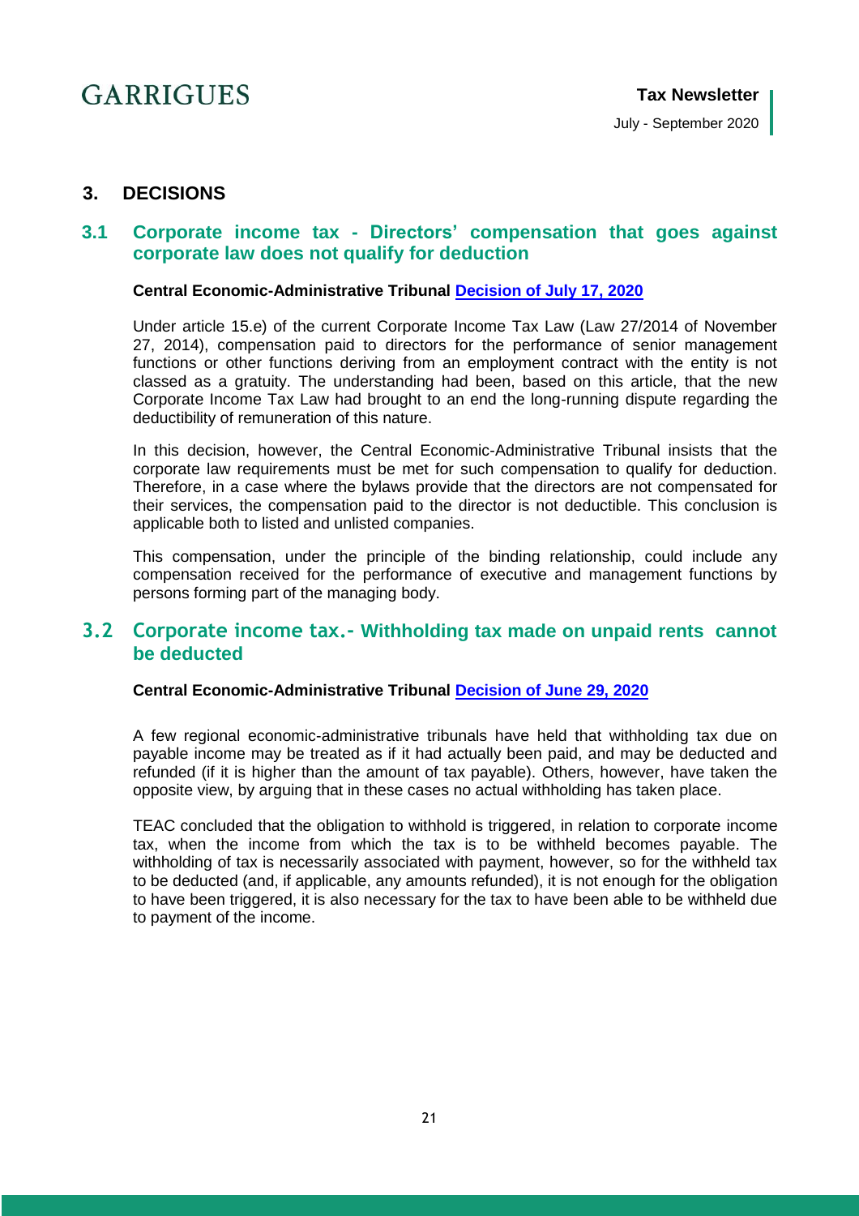## 3. DECISIONS

### 3.1 Corporate income tax - Directors' compensation that goes against corporate law does not qualify for deduction

**Central Economic-Administrative Tribunal Decision of July 17, 2020**

Under article 15.e) of the current Corporate Income Tax Law (Law 27/2014 of November 27, 2014), compensation paid to directors for the performance of senior management functions or other functions deriving from an employment contract with the entity is not classed as a gratuity. The understanding had been, based on this article, that the new Corporate Income Tax Law had brought to an end the long-running dispute regarding the deductibility of remuneration of this nature.

In this decision, however, the Central Economic-Administrative Tribunal insists that the corporate law requirements must be met for such compensation to qualify for deduction. Therefore, in a case where the bylaws provide that the directors are not compensated for their services, the compensation paid to the director is not deductible. This conclusion is applicable both to listed and unlisted companies.

This compensation, under the principle of the binding relationship, could include any compensation received for the performance of executive and management functions by persons forming part of the managing body.

### 3.2 Corporate income tax.- Withholding tax made on unpaid rents cannot be deducted

**Central Economic-Administrative Tribunal Decision of June 29, 2020**

A few regional economic-administrative tribunals have held that withholding tax due on payable income may be treated as if it had actually been paid, and may be deducted and refunded (if it is higher than the amount of tax payable). Others, however, have taken the opposite view, by arguing that in these cases no actual withholding has taken place.

TEAC concluded that the obligation to withhold is triggered, in relation to corporate income tax, when the income from which the tax is to be withheld becomes payable. The withholding of tax is necessarily associated with payment, however, so for the withheld tax to be deducted (and, if applicable, any amounts refunded), it is not enough for the obligation to have been triggered, it is also necessary for the tax to have been able to be withheld due to payment of the income.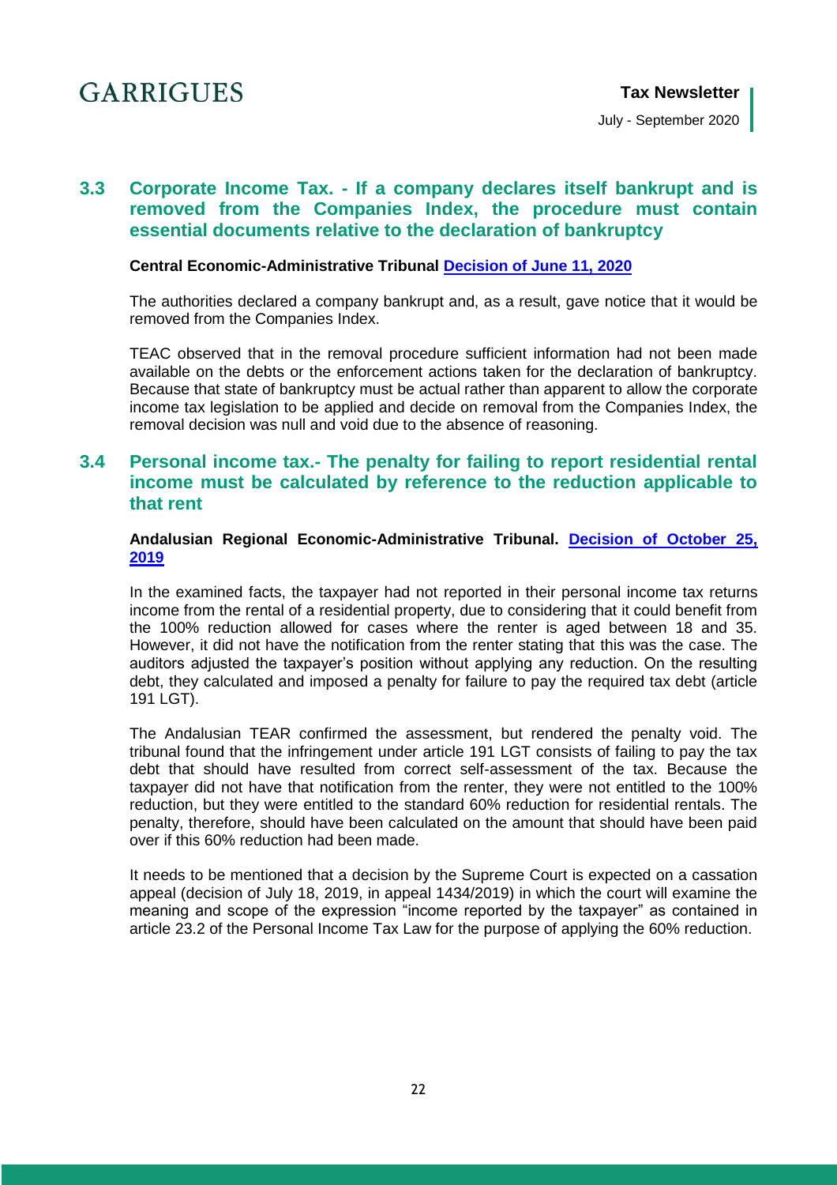## 3.3 Corporate Income Tax. - If a company declares itself bankrupt and is removed from the Companies Index, the procedure must contain essential documents relative to the declaration of bankruptcy

**Central Economic-Administrative Tribunal Decision of June 11, 2020**

The authorities declared a company bankrupt and, as a result, gave notice that it would be removed from the Companies Index.

TEAC observed that in the removal procedure sufficient information had not been made available on the debts or the enforcement actions taken for the declaration of bankruptcy. Because that state of bankruptcy must be actual rather than apparent to allow the corporate income tax legislation to be applied and decide on removal from the Companies Index, the removal decision was null and void due to the absence of reasoning.

## 3.4 Personal income tax.- The penalty for failing to report residential rental income must be calculated by reference to the reduction applicable to that rent

**Andalusian Regional Economic-Administrative Tribunal. Decision of October 25, 2019**

In the examined facts, the taxpayer had not reported in their personal income tax returns income from the rental of a residential property, due to considering that it could benefit from the 100% reduction allowed for cases where the renter is aged between 18 and 35. However, it did not have the notification from the renter stating that this was the case. The auditors adjusted the taxpayer's position without applying any reduction. On the resulting debt, they calculated and imposed a penalty for failure to pay the required tax debt (article 191 LGT).

The Andalusian TEAR confirmed the assessment, but rendered the penalty void. The tribunal found that the infringement under article 191 LGT consists of failing to pay the tax debt that should have resulted from correct self-assessment of the tax. Because the taxpayer did not have that notification from the renter, they were not entitled to the 100% reduction, but they were entitled to the standard 60% reduction for residential rentals. The penalty, therefore, should have been calculated on the amount that should have been paid over if this 60% reduction had been made.

It needs to be mentioned that a decision by the Supreme Court is expected on a cassation appeal (decision of July 18, 2019, in appeal 1434/2019) in which the court will examine the meaning and scope of the expression "income reported by the taxpayer" as contained in article 23.2 of the Personal Income Tax Law for the purpose of applying the 60% reduction.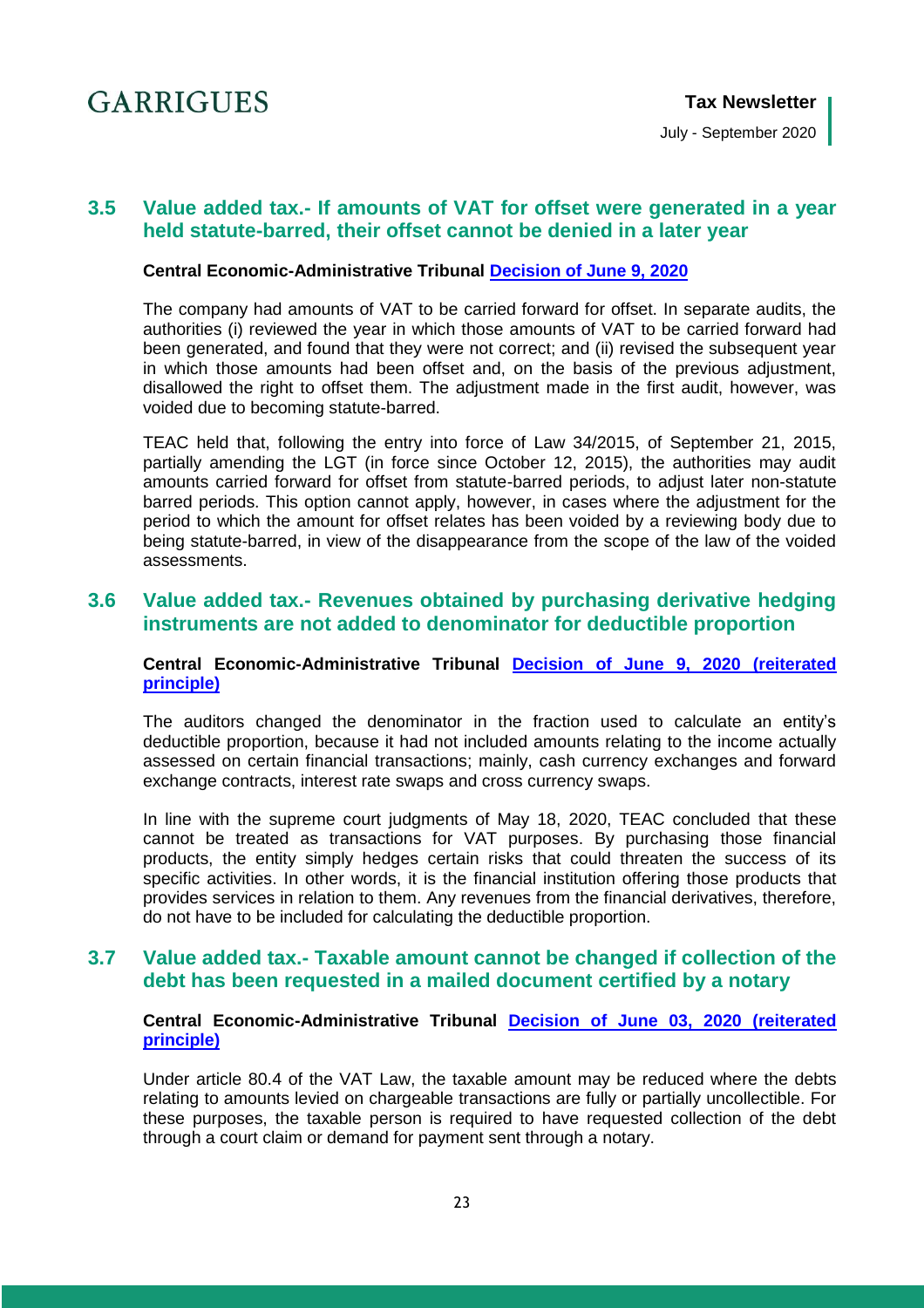## 3.5 Value added tax.- If amounts of VAT for offset were generated in a year held statute-barred, their offset cannot be denied in a later year

**Central Economic-Administrative Tribunal [Decision of June 9, 2020]**

The company had amounts of VAT to be carried forward for offset. In separate audits, the authorities (i) reviewed the year in which those amounts of VAT to be carried forward had been generated, and found that they were not correct; and (ii) revised the subsequent year in which those amounts had been offset and, on the basis of the previous adjustment, disallowed the right to offset them. The adjustment made in the first audit, however, was voided due to becoming statute-barred.

TEAC held that, following the entry into force of Law 34/2015, of September 21, 2015, partially amending the LGT (in force since October 12, 2015), the authorities may audit amounts carried forward for offset from statute-barred periods, to adjust later non-statute barred periods. This option cannot apply, however, in cases where the adjustment for the period to which the amount for offset relates has been voided by a reviewing body due to being statute-barred, in view of the disappearance from the scope of the law of the voided assessments.

## 3.6 Value added tax.- Revenues obtained by purchasing derivative hedging instruments are not added to denominator for deductible proportion

**Central Economic-Administrative Tribunal [Decision of June 9, 2020 (reiterated principle)]**

The auditors changed the denominator in the fraction used to calculate an entity's deductible proportion, because it had not included amounts relating to the income actually assessed on certain financial transactions; mainly, cash currency exchanges and forward exchange contracts, interest rate swaps and cross currency swaps.

In line with the supreme court judgments of May 18, 2020, TEAC concluded that these cannot be treated as transactions for VAT purposes. By purchasing those financial products, the entity simply hedges certain risks that could threaten the success of its specific activities. In other words, it is the financial institution offering those products that provides services in relation to them. Any revenues from the financial derivatives, therefore, do not have to be included for calculating the deductible proportion.

## 3.7 Value added tax.- Taxable amount cannot be changed if collection of the debt has been requested in a mailed document certified by a notary

**Central Economic-Administrative Tribunal [Decision of June 03, 2020 (reiterated principle)]**

Under article 80.4 of the VAT Law, the taxable amount may be reduced where the debts relating to amounts levied on chargeable transactions are fully or partially uncollectible. For these purposes, the taxable person is required to have requested collection of the debt through a court claim or demand for payment sent through a notary.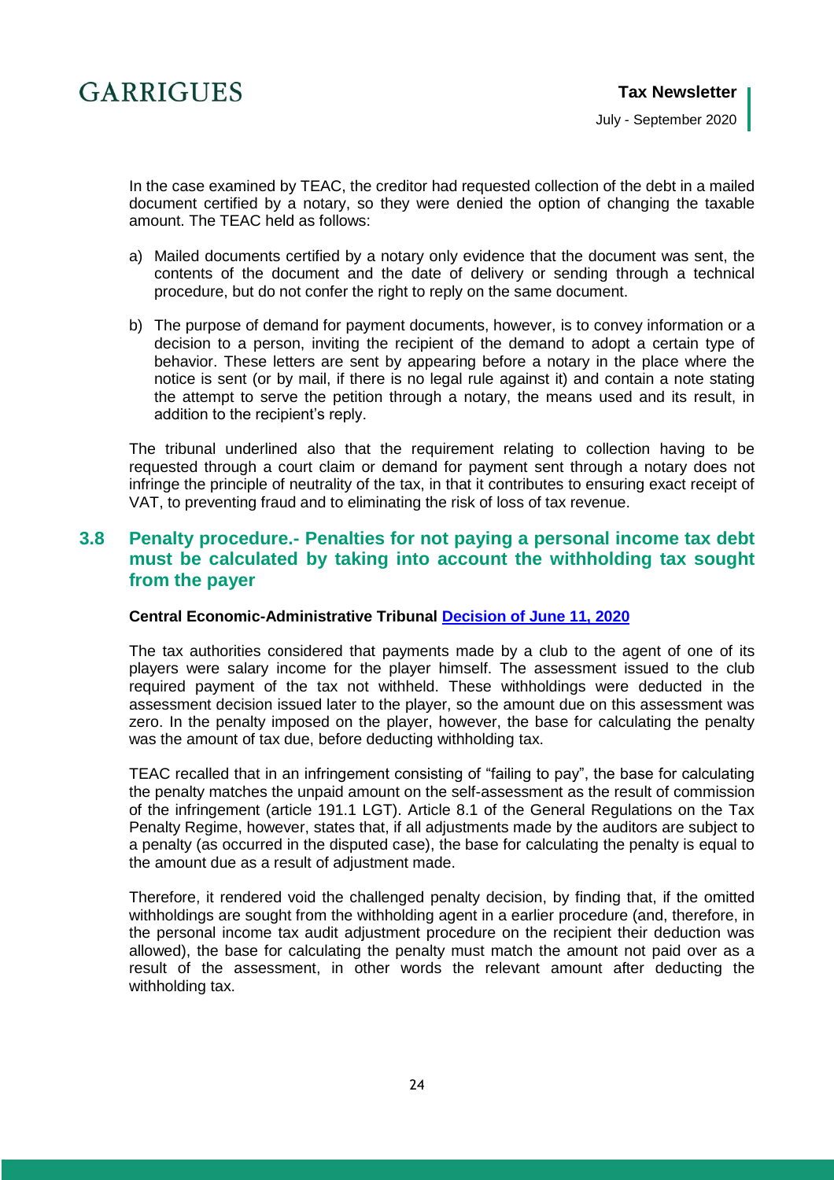In the case examined by TEAC, the creditor had requested collection of the debt in a mailed document certified by a notary, so they were denied the option of changing the taxable amount. The TEAC held as follows:

a) Mailed documents certified by a notary only evidence that the document was sent, the contents of the document and the date of delivery or sending through a technical procedure, but do not confer the right to reply on the same document.

b) The purpose of demand for payment documents, however, is to convey information or a decision to a person, inviting the recipient of the demand to adopt a certain type of behavior. These letters are sent by appearing before a notary in the place where the notice is sent (or by mail, if there is no legal rule against it) and contain a note stating the attempt to serve the petition through a notary, the means used and its result, in addition to the recipient's reply.

The tribunal underlined also that the requirement relating to collection having to be requested through a court claim or demand for payment sent through a notary does not infringe the principle of neutrality of the tax, in that it contributes to ensuring exact receipt of VAT, to preventing fraud and to eliminating the risk of loss of tax revenue.

## 3.8 Penalty procedure.- Penalties for not paying a personal income tax debt must be calculated by taking into account the withholding tax sought from the payer

**Central Economic-Administrative Tribunal Decision of June 11, 2020**

The tax authorities considered that payments made by a club to the agent of one of its players were salary income for the player himself. The assessment issued to the club required payment of the tax not withheld. These withholdings were deducted in the assessment decision issued later to the player, so the amount due on this assessment was zero. In the penalty imposed on the player, however, the base for calculating the penalty was the amount of tax due, before deducting withholding tax.

TEAC recalled that in an infringement consisting of "failing to pay", the base for calculating the penalty matches the unpaid amount on the self-assessment as the result of commission of the infringement (article 191.1 LGT). Article 8.1 of the General Regulations on the Tax Penalty Regime, however, states that, if all adjustments made by the auditors are subject to a penalty (as occurred in the disputed case), the base for calculating the penalty is equal to the amount due as a result of adjustment made.

Therefore, it rendered void the challenged penalty decision, by finding that, if the omitted withholdings are sought from the withholding agent in a earlier procedure (and, therefore, in the personal income tax audit adjustment procedure on the recipient their deduction was allowed), the base for calculating the penalty must match the amount not paid over as a result of the assessment, in other words the relevant amount after deducting the withholding tax.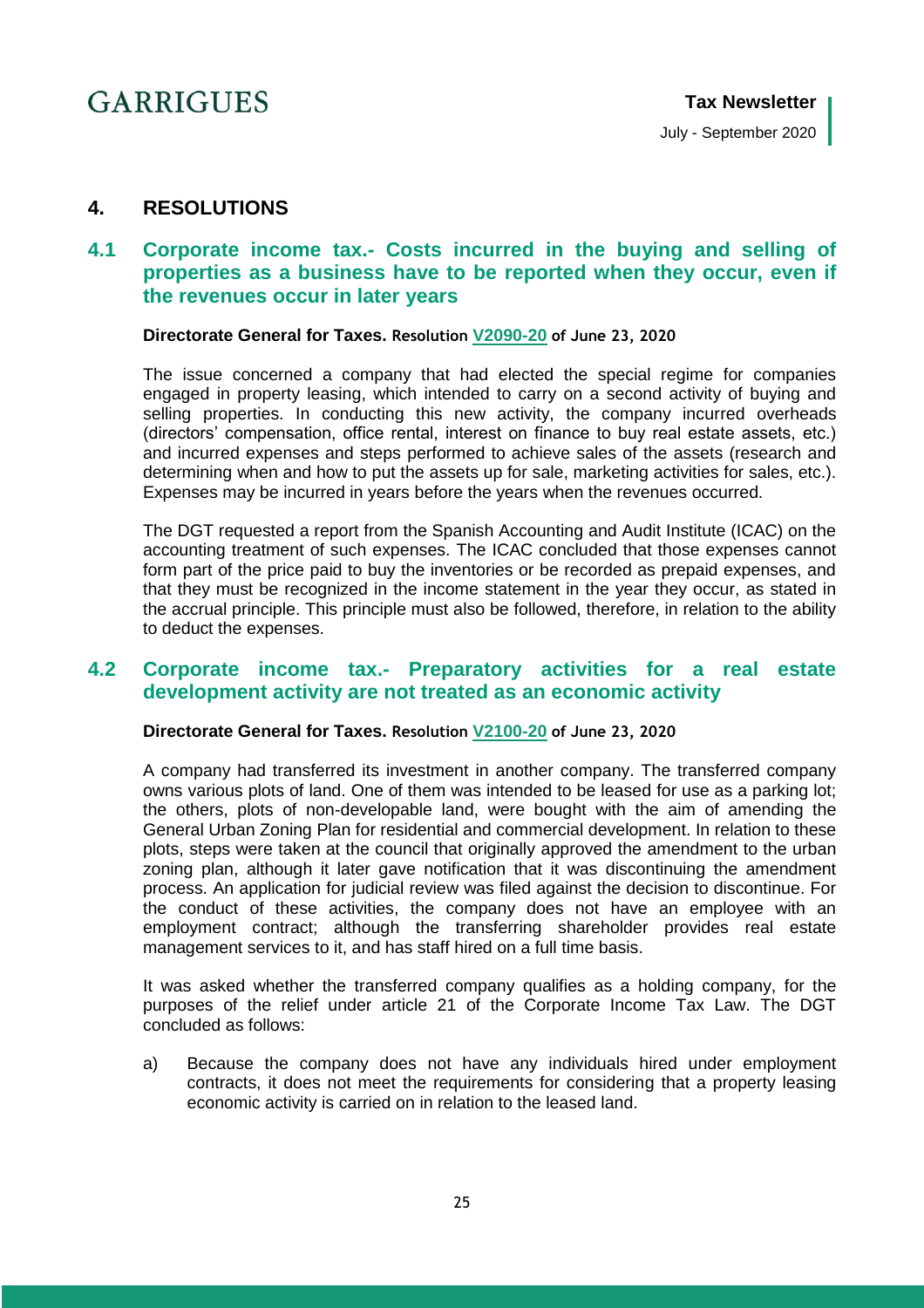## 4. RESOLUTIONS

### 4.1 Corporate income tax.- Costs incurred in the buying and selling of properties as a business have to be reported when they occur, even if the revenues occur in later years

**Directorate General for Taxes. Resolution V2090-20 of June 23, 2020**

The issue concerned a company that had elected the special regime for companies engaged in property leasing, which intended to carry on a second activity of buying and selling properties. In conducting this new activity, the company incurred overheads (directors' compensation, office rental, interest on finance to buy real estate assets, etc.) and incurred expenses and steps performed to achieve sales of the assets (research and determining when and how to put the assets up for sale, marketing activities for sales, etc.). Expenses may be incurred in years before the years when the revenues occurred.

The DGT requested a report from the Spanish Accounting and Audit Institute (ICAC) on the accounting treatment of such expenses. The ICAC concluded that those expenses cannot form part of the price paid to buy the inventories or be recorded as prepaid expenses, and that they must be recognized in the income statement in the year they occur, as stated in the accrual principle. This principle must also be followed, therefore, in relation to the ability to deduct the expenses.

### 4.2 Corporate income tax.- Preparatory activities for a real estate development activity are not treated as an economic activity

**Directorate General for Taxes. Resolution V2100-20 of June 23, 2020**

A company had transferred its investment in another company. The transferred company owns various plots of land. One of them was intended to be leased for use as a parking lot; the others, plots of non-developable land, were bought with the aim of amending the General Urban Zoning Plan for residential and commercial development. In relation to these plots, steps were taken at the council that originally approved the amendment to the urban zoning plan, although it later gave notification that it was discontinuing the amendment process. An application for judicial review was filed against the decision to discontinue. For the conduct of these activities, the company does not have an employee with an employment contract; although the transferring shareholder provides real estate management services to it, and has staff hired on a full time basis.

It was asked whether the transferred company qualifies as a holding company, for the purposes of the relief under article 21 of the Corporate Income Tax Law. The DGT concluded as follows:

a) Because the company does not have any individuals hired under employment contracts, it does not meet the requirements for considering that a property leasing economic activity is carried on in relation to the leased land.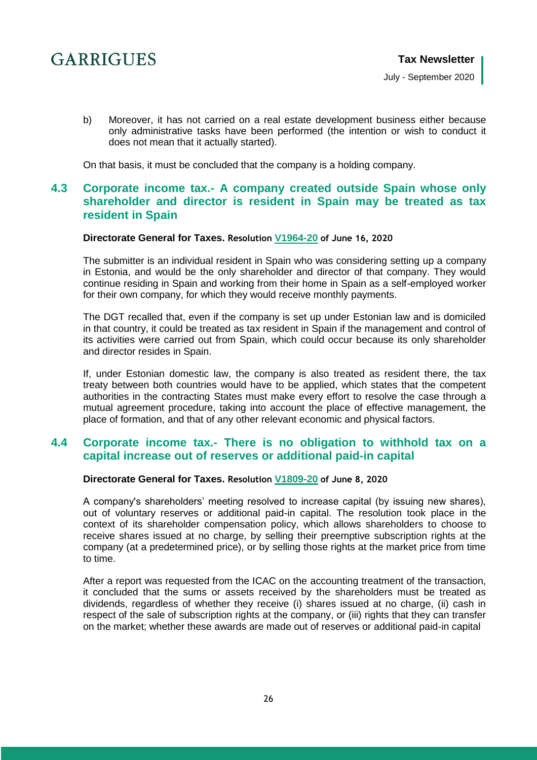b) Moreover, it has not carried on a real estate development business either because only administrative tasks have been performed (the intention or wish to conduct it does not mean that it actually started).

On that basis, it must be concluded that the company is a holding company.

## 4.3 Corporate income tax.- A company created outside Spain whose only shareholder and director is resident in Spain may be treated as tax resident in Spain

**Directorate General for Taxes. Resolution V1964-20 of June 16, 2020**

The submitter is an individual resident in Spain who was considering setting up a company in Estonia, and would be the only shareholder and director of that company. They would continue residing in Spain and working from their home in Spain as a self-employed worker for their own company, for which they would receive monthly payments.

The DGT recalled that, even if the company is set up under Estonian law and is domiciled in that country, it could be treated as tax resident in Spain if the management and control of its activities were carried out from Spain, which could occur because its only shareholder and director resides in Spain.

If, under Estonian domestic law, the company is also treated as resident there, the tax treaty between both countries would have to be applied, which states that the competent authorities in the contracting States must make every effort to resolve the case through a mutual agreement procedure, taking into account the place of effective management, the place of formation, and that of any other relevant economic and physical factors.

## 4.4 Corporate income tax.- There is no obligation to withhold tax on a capital increase out of reserves or additional paid-in capital

**Directorate General for Taxes. Resolution V1809-20 of June 8, 2020**

A company's shareholders' meeting resolved to increase capital (by issuing new shares), out of voluntary reserves or additional paid-in capital. The resolution took place in the context of its shareholder compensation policy, which allows shareholders to choose to receive shares issued at no charge, by selling their preemptive subscription rights at the company (at a predetermined price), or by selling those rights at the market price from time to time.

After a report was requested from the ICAC on the accounting treatment of the transaction, it concluded that the sums or assets received by the shareholders must be treated as dividends, regardless of whether they receive (i) shares issued at no charge, (ii) cash in respect of the sale of subscription rights at the company, or (iii) rights that they can transfer on the market; whether these awards are made out of reserves or additional paid-in capital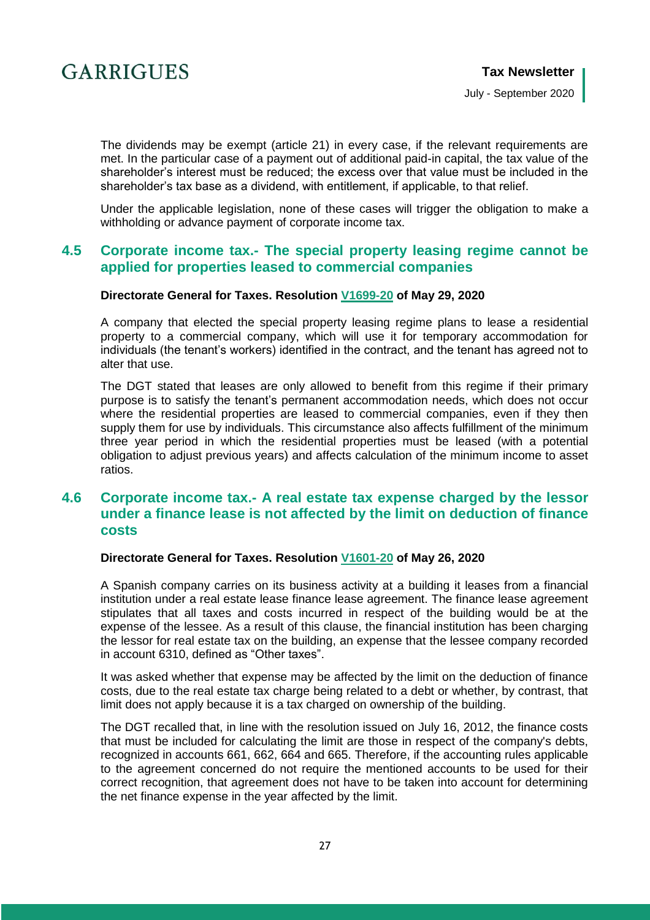The dividends may be exempt (article 21) in every case, if the relevant requirements are met. In the particular case of a payment out of additional paid-in capital, the tax value of the shareholder's interest must be reduced; the excess over that value must be included in the shareholder's tax base as a dividend, with entitlement, if applicable, to that relief.

Under the applicable legislation, none of these cases will trigger the obligation to make a withholding or advance payment of corporate income tax.

## 4.5 Corporate income tax.- The special property leasing regime cannot be applied for properties leased to commercial companies

**Directorate General for Taxes. Resolution V1699-20 of May 29, 2020**

A company that elected the special property leasing regime plans to lease a residential property to a commercial company, which will use it for temporary accommodation for individuals (the tenant's workers) identified in the contract, and the tenant has agreed not to alter that use.

The DGT stated that leases are only allowed to benefit from this regime if their primary purpose is to satisfy the tenant's permanent accommodation needs, which does not occur where the residential properties are leased to commercial companies, even if they then supply them for use by individuals. This circumstance also affects fulfillment of the minimum three year period in which the residential properties must be leased (with a potential obligation to adjust previous years) and affects calculation of the minimum income to asset ratios.

## 4.6 Corporate income tax.- A real estate tax expense charged by the lessor under a finance lease is not affected by the limit on deduction of finance costs

**Directorate General for Taxes. Resolution V1601-20 of May 26, 2020**

A Spanish company carries on its business activity at a building it leases from a financial institution under a real estate lease finance lease agreement. The finance lease agreement stipulates that all taxes and costs incurred in respect of the building would be at the expense of the lessee. As a result of this clause, the financial institution has been charging the lessor for real estate tax on the building, an expense that the lessee company recorded in account 6310, defined as "Other taxes".

It was asked whether that expense may be affected by the limit on the deduction of finance costs, due to the real estate tax charge being related to a debt or whether, by contrast, that limit does not apply because it is a tax charged on ownership of the building.

The DGT recalled that, in line with the resolution issued on July 16, 2012, the finance costs that must be included for calculating the limit are those in respect of the company's debts, recognized in accounts 661, 662, 664 and 665. Therefore, if the accounting rules applicable to the agreement concerned do not require the mentioned accounts to be used for their correct recognition, that agreement does not have to be taken into account for determining the net finance expense in the year affected by the limit.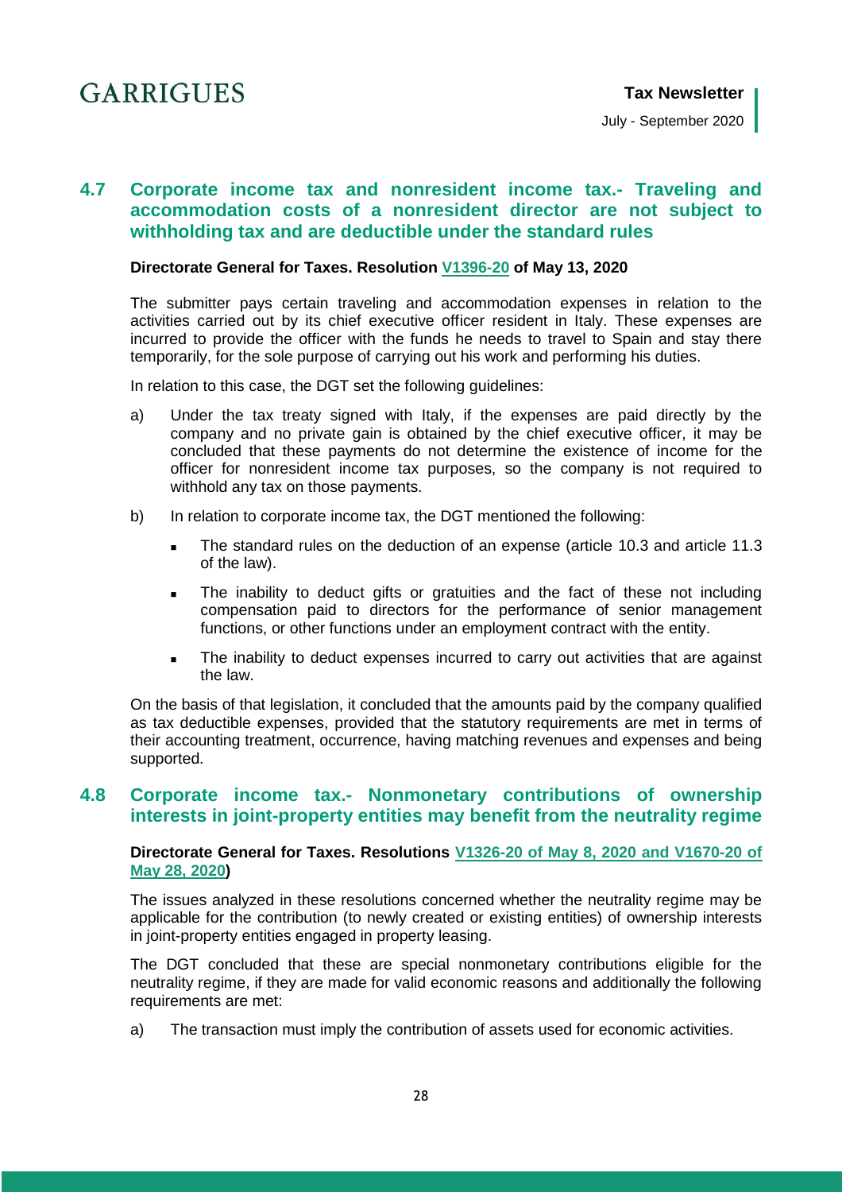## 4.7 Corporate income tax and nonresident income tax.- Traveling and accommodation costs of a nonresident director are not subject to withholding tax and are deductible under the standard rules

**Directorate General for Taxes. Resolution V1396-20 of May 13, 2020**

The submitter pays certain traveling and accommodation expenses in relation to the activities carried out by its chief executive officer resident in Italy. These expenses are incurred to provide the officer with the funds he needs to travel to Spain and stay there temporarily, for the sole purpose of carrying out his work and performing his duties.

In relation to this case, the DGT set the following guidelines:

a) Under the tax treaty signed with Italy, if the expenses are paid directly by the company and no private gain is obtained by the chief executive officer, it may be concluded that these payments do not determine the existence of income for the officer for nonresident income tax purposes, so the company is not required to withhold any tax on those payments.

b) In relation to corporate income tax, the DGT mentioned the following:

   - The standard rules on the deduction of an expense (article 10.3 and article 11.3 of the law).
   - The inability to deduct gifts or gratuities and the fact of these not including compensation paid to directors for the performance of senior management functions, or other functions under an employment contract with the entity.
   - The inability to deduct expenses incurred to carry out activities that are against the law.

On the basis of that legislation, it concluded that the amounts paid by the company qualified as tax deductible expenses, provided that the statutory requirements are met in terms of their accounting treatment, occurrence, having matching revenues and expenses and being supported.

## 4.8 Corporate income tax.- Nonmonetary contributions of ownership interests in joint-property entities may benefit from the neutrality regime

**Directorate General for Taxes. Resolutions V1326-20 of May 8, 2020 and V1670-20 of May 28, 2020)**

The issues analyzed in these resolutions concerned whether the neutrality regime may be applicable for the contribution (to newly created or existing entities) of ownership interests in joint-property entities engaged in property leasing.

The DGT concluded that these are special nonmonetary contributions eligible for the neutrality regime, if they are made for valid economic reasons and additionally the following requirements are met:

a) The transaction must imply the contribution of assets used for economic activities.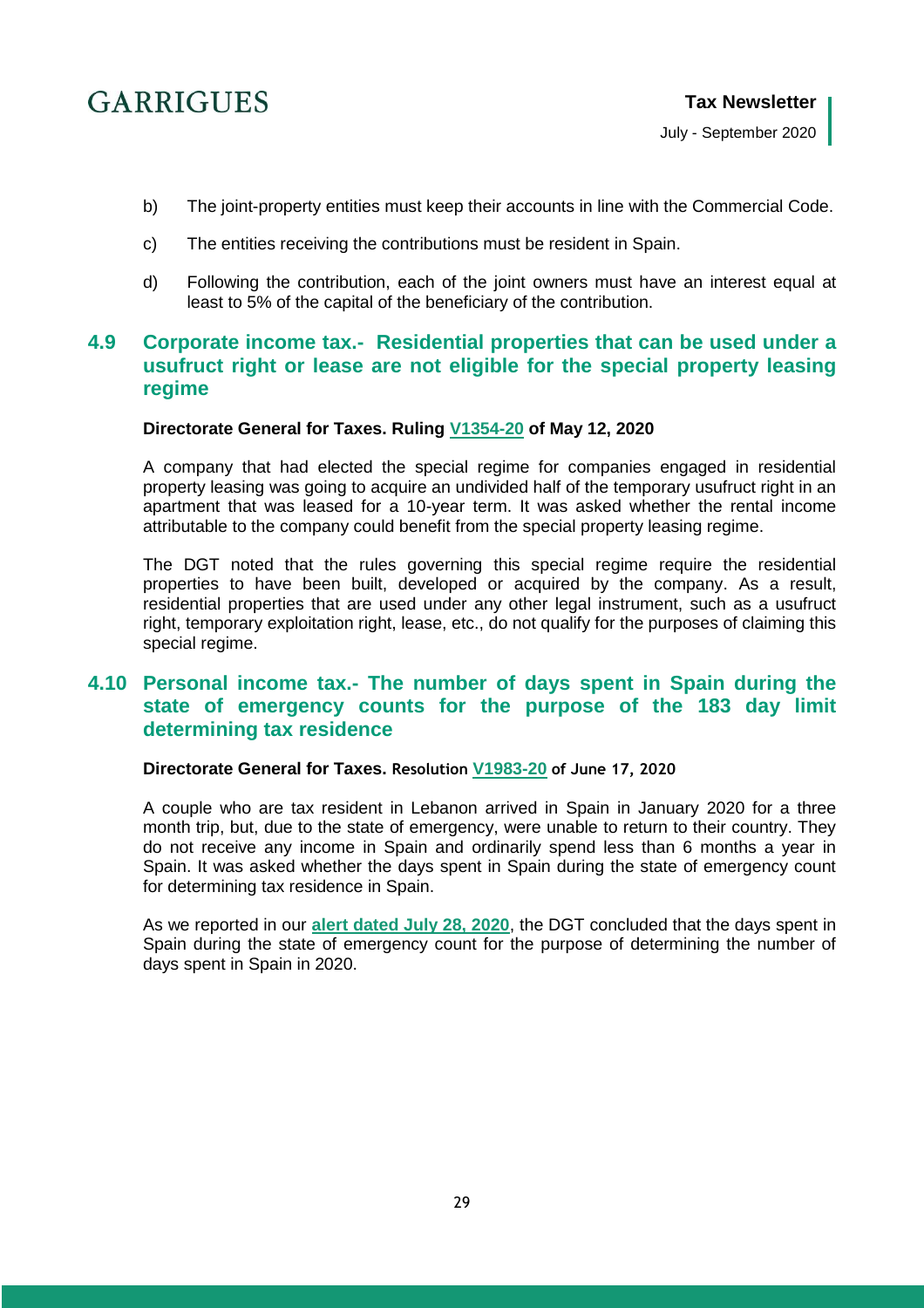b) The joint-property entities must keep their accounts in line with the Commercial Code.

c) The entities receiving the contributions must be resident in Spain.

d) Following the contribution, each of the joint owners must have an interest equal at least to 5% of the capital of the beneficiary of the contribution.

### 4.9 Corporate income tax.- Residential properties that can be used under a usufruct right or lease are not eligible for the special property leasing regime

**Directorate General for Taxes. Ruling V1354-20 of May 12, 2020**

A company that had elected the special regime for companies engaged in residential property leasing was going to acquire an undivided half of the temporary usufruct right in an apartment that was leased for a 10-year term. It was asked whether the rental income attributable to the company could benefit from the special property leasing regime.

The DGT noted that the rules governing this special regime require the residential properties to have been built, developed or acquired by the company. As a result, residential properties that are used under any other legal instrument, such as a usufruct right, temporary exploitation right, lease, etc., do not qualify for the purposes of claiming this special regime.

### 4.10 Personal income tax.- The number of days spent in Spain during the state of emergency counts for the purpose of the 183 day limit determining tax residence

**Directorate General for Taxes. Resolution V1983-20 of June 17, 2020**

A couple who are tax resident in Lebanon arrived in Spain in January 2020 for a three month trip, but, due to the state of emergency, were unable to return to their country. They do not receive any income in Spain and ordinarily spend less than 6 months a year in Spain. It was asked whether the days spent in Spain during the state of emergency count for determining tax residence in Spain.

As we reported in our **alert dated July 28, 2020**, the DGT concluded that the days spent in Spain during the state of emergency count for the purpose of determining the number of days spent in Spain in 2020.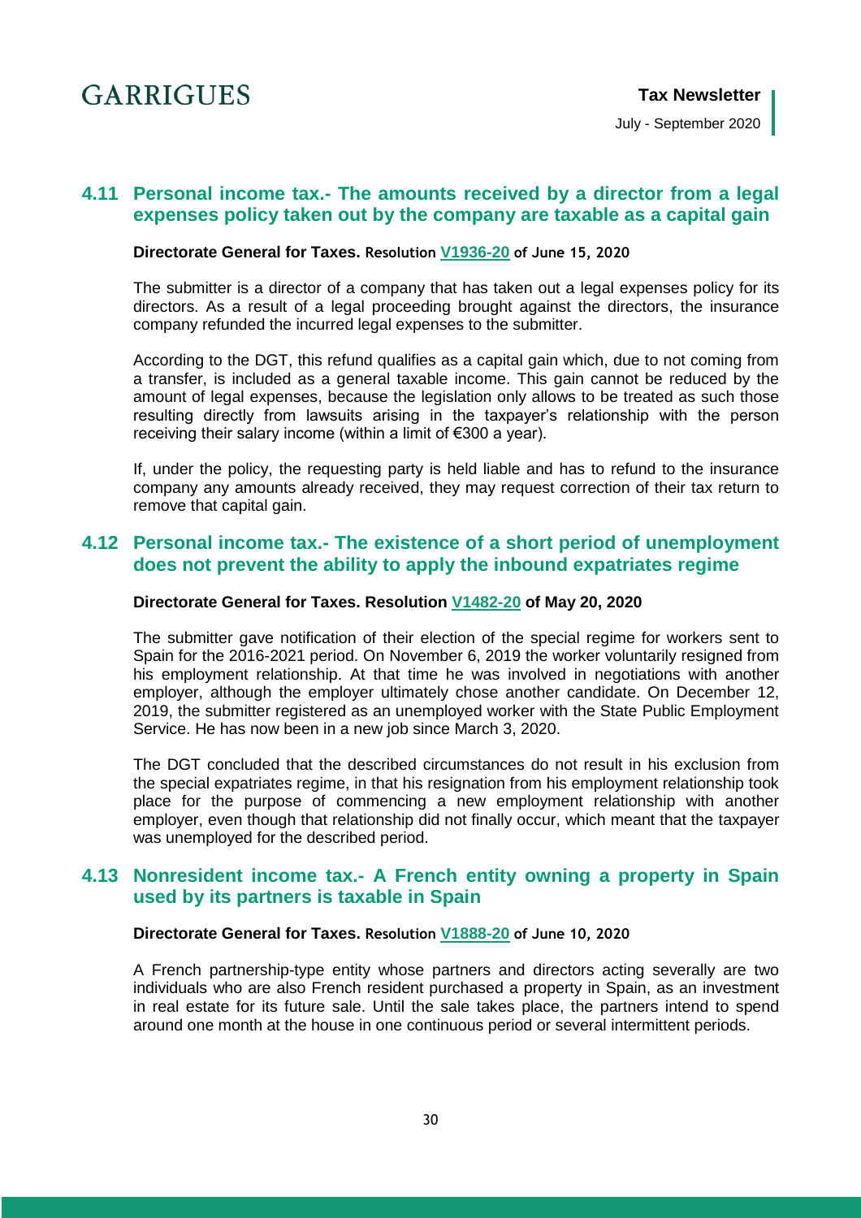## 4.11 Personal income tax.- The amounts received by a director from a legal expenses policy taken out by the company are taxable as a capital gain

**Directorate General for Taxes. Resolution V1936-20 of June 15, 2020**

The submitter is a director of a company that has taken out a legal expenses policy for its directors. As a result of a legal proceeding brought against the directors, the insurance company refunded the incurred legal expenses to the submitter.

According to the DGT, this refund qualifies as a capital gain which, due to not coming from a transfer, is included as a general taxable income. This gain cannot be reduced by the amount of legal expenses, because the legislation only allows to be treated as such those resulting directly from lawsuits arising in the taxpayer's relationship with the person receiving their salary income (within a limit of €300 a year).

If, under the policy, the requesting party is held liable and has to refund to the insurance company any amounts already received, they may request correction of their tax return to remove that capital gain.

## 4.12 Personal income tax.- The existence of a short period of unemployment does not prevent the ability to apply the inbound expatriates regime

**Directorate General for Taxes. Resolution V1482-20 of May 20, 2020**

The submitter gave notification of their election of the special regime for workers sent to Spain for the 2016-2021 period. On November 6, 2019 the worker voluntarily resigned from his employment relationship. At that time he was involved in negotiations with another employer, although the employer ultimately chose another candidate. On December 12, 2019, the submitter registered as an unemployed worker with the State Public Employment Service. He has now been in a new job since March 3, 2020.

The DGT concluded that the described circumstances do not result in his exclusion from the special expatriates regime, in that his resignation from his employment relationship took place for the purpose of commencing a new employment relationship with another employer, even though that relationship did not finally occur, which meant that the taxpayer was unemployed for the described period.

## 4.13 Nonresident income tax.- A French entity owning a property in Spain used by its partners is taxable in Spain

**Directorate General for Taxes. Resolution V1888-20 of June 10, 2020**

A French partnership-type entity whose partners and directors acting severally are two individuals who are also French resident purchased a property in Spain, as an investment in real estate for its future sale. Until the sale takes place, the partners intend to spend around one month at the house in one continuous period or several intermittent periods.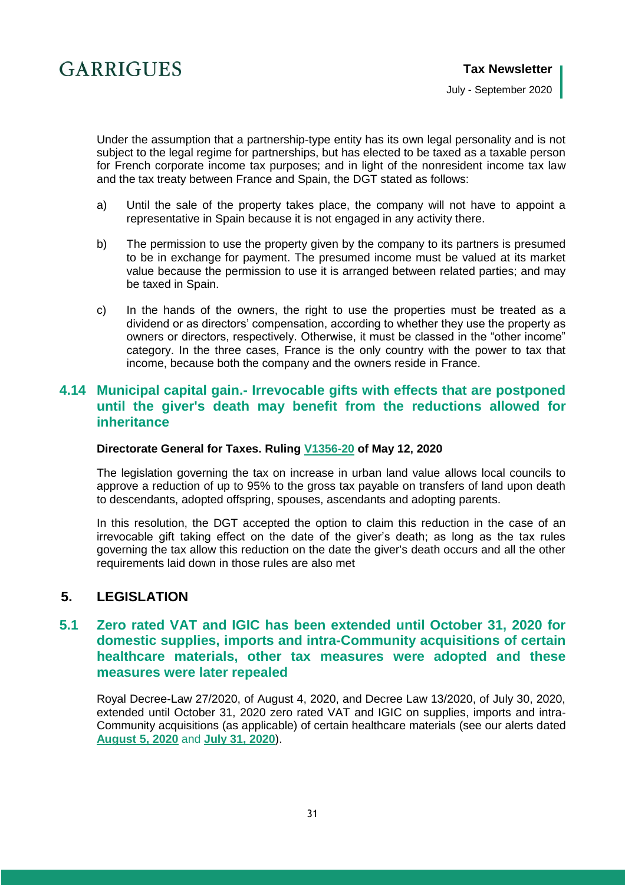Under the assumption that a partnership-type entity has its own legal personality and is not subject to the legal regime for partnerships, but has elected to be taxed as a taxable person for French corporate income tax purposes; and in light of the nonresident income tax law and the tax treaty between France and Spain, the DGT stated as follows:

a) Until the sale of the property takes place, the company will not have to appoint a representative in Spain because it is not engaged in any activity there.

b) The permission to use the property given by the company to its partners is presumed to be in exchange for payment. The presumed income must be valued at its market value because the permission to use it is arranged between related parties; and may be taxed in Spain.

c) In the hands of the owners, the right to use the properties must be treated as a dividend or as directors' compensation, according to whether they use the property as owners or directors, respectively. Otherwise, it must be classed in the "other income" category. In the three cases, France is the only country with the power to tax that income, because both the company and the owners reside in France.

### 4.14 Municipal capital gain.- Irrevocable gifts with effects that are postponed until the giver's death may benefit from the reductions allowed for inheritance

**Directorate General for Taxes. Ruling [V1356-20] of May 12, 2020**

The legislation governing the tax on increase in urban land value allows local councils to approve a reduction of up to 95% to the gross tax payable on transfers of land upon death to descendants, adopted offspring, spouses, ascendants and adopting parents.

In this resolution, the DGT accepted the option to claim this reduction in the case of an irrevocable gift taking effect on the date of the giver's death; as long as the tax rules governing the tax allow this reduction on the date the giver's death occurs and all the other requirements laid down in those rules are also met

## 5. LEGISLATION

### 5.1 Zero rated VAT and IGIC has been extended until October 31, 2020 for domestic supplies, imports and intra-Community acquisitions of certain healthcare materials, other tax measures were adopted and these measures were later repealed

Royal Decree-Law 27/2020, of August 4, 2020, and Decree Law 13/2020, of July 30, 2020, extended until October 31, 2020 zero rated VAT and IGIC on supplies, imports and intra-Community acquisitions (as applicable) of certain healthcare materials (see our alerts dated **[August 5, 2020]** and **[July 31, 2020]**).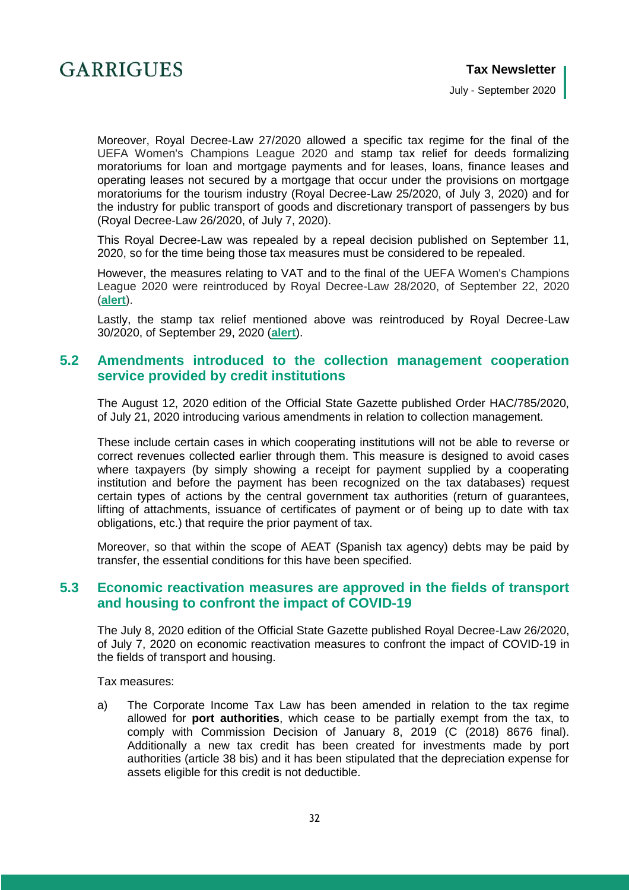Moreover, Royal Decree-Law 27/2020 allowed a specific tax regime for the final of the UEFA Women's Champions League 2020 and stamp tax relief for deeds formalizing moratoriums for loan and mortgage payments and for leases, loans, finance leases and operating leases not secured by a mortgage that occur under the provisions on mortgage moratoriums for the tourism industry (Royal Decree-Law 25/2020, of July 3, 2020) and for the industry for public transport of goods and discretionary transport of passengers by bus (Royal Decree-Law 26/2020, of July 7, 2020).

This Royal Decree-Law was repealed by a repeal decision published on September 11, 2020, so for the time being those tax measures must be considered to be repealed.

However, the measures relating to VAT and to the final of the UEFA Women's Champions League 2020 were reintroduced by Royal Decree-Law 28/2020, of September 22, 2020 (**alert**).

Lastly, the stamp tax relief mentioned above was reintroduced by Royal Decree-Law 30/2020, of September 29, 2020 (**alert**).

## 5.2 Amendments introduced to the collection management cooperation service provided by credit institutions

The August 12, 2020 edition of the Official State Gazette published Order HAC/785/2020, of July 21, 2020 introducing various amendments in relation to collection management.

These include certain cases in which cooperating institutions will not be able to reverse or correct revenues collected earlier through them. This measure is designed to avoid cases where taxpayers (by simply showing a receipt for payment supplied by a cooperating institution and before the payment has been recognized on the tax databases) request certain types of actions by the central government tax authorities (return of guarantees, lifting of attachments, issuance of certificates of payment or of being up to date with tax obligations, etc.) that require the prior payment of tax.

Moreover, so that within the scope of AEAT (Spanish tax agency) debts may be paid by transfer, the essential conditions for this have been specified.

## 5.3 Economic reactivation measures are approved in the fields of transport and housing to confront the impact of COVID-19

The July 8, 2020 edition of the Official State Gazette published Royal Decree-Law 26/2020, of July 7, 2020 on economic reactivation measures to confront the impact of COVID-19 in the fields of transport and housing.

Tax measures:

a) The Corporate Income Tax Law has been amended in relation to the tax regime allowed for **port authorities**, which cease to be partially exempt from the tax, to comply with Commission Decision of January 8, 2019 (C (2018) 8676 final). Additionally a new tax credit has been created for investments made by port authorities (article 38 bis) and it has been stipulated that the depreciation expense for assets eligible for this credit is not deductible.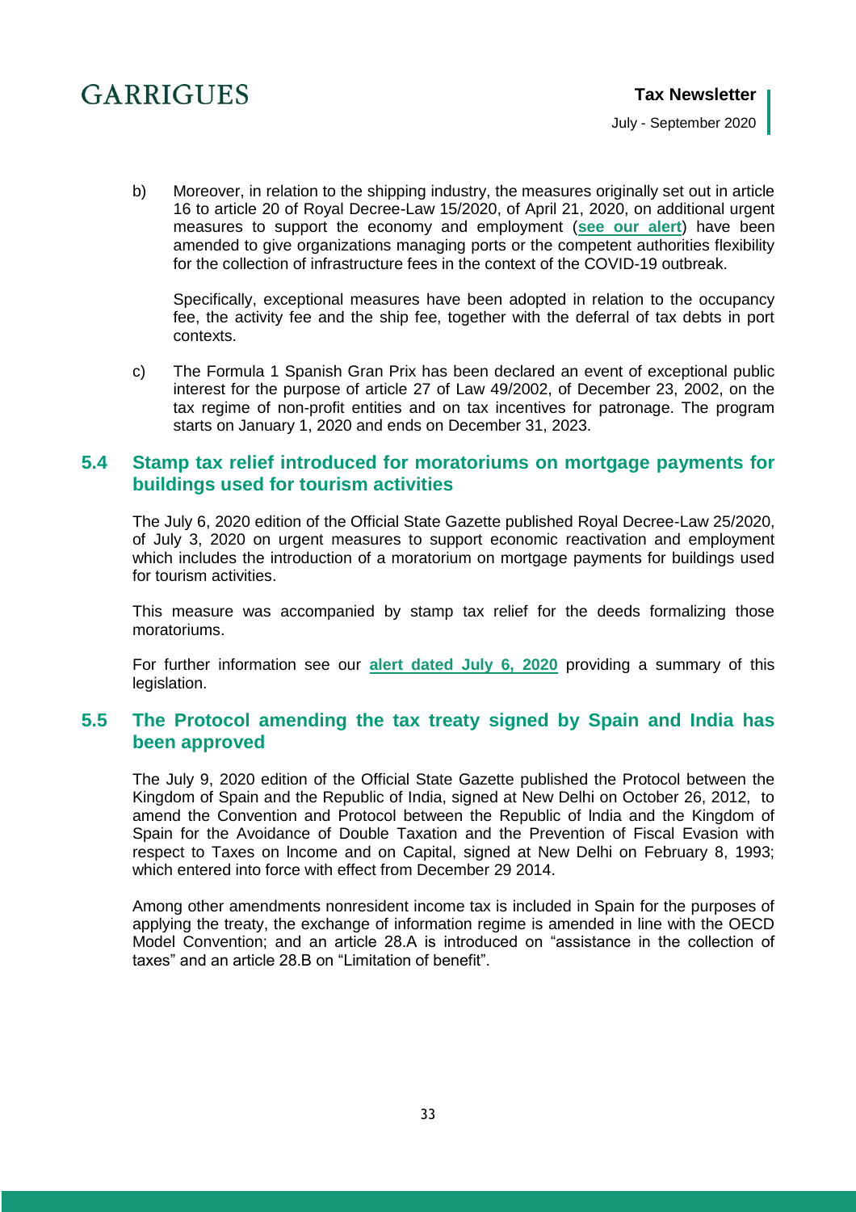b) Moreover, in relation to the shipping industry, the measures originally set out in article 16 to article 20 of Royal Decree-Law 15/2020, of April 21, 2020, on additional urgent measures to support the economy and employment (**see our alert**) have been amended to give organizations managing ports or the competent authorities flexibility for the collection of infrastructure fees in the context of the COVID-19 outbreak.

   Specifically, exceptional measures have been adopted in relation to the occupancy fee, the activity fee and the ship fee, together with the deferral of tax debts in port contexts.

c) The Formula 1 Spanish Gran Prix has been declared an event of exceptional public interest for the purpose of article 27 of Law 49/2002, of December 23, 2002, on the tax regime of non-profit entities and on tax incentives for patronage. The program starts on January 1, 2020 and ends on December 31, 2023.

## 5.4 Stamp tax relief introduced for moratoriums on mortgage payments for buildings used for tourism activities

The July 6, 2020 edition of the Official State Gazette published Royal Decree-Law 25/2020, of July 3, 2020 on urgent measures to support economic reactivation and employment which includes the introduction of a moratorium on mortgage payments for buildings used for tourism activities.

This measure was accompanied by stamp tax relief for the deeds formalizing those moratoriums.

For further information see our **alert dated July 6, 2020** providing a summary of this legislation.

## 5.5 The Protocol amending the tax treaty signed by Spain and India has been approved

The July 9, 2020 edition of the Official State Gazette published the Protocol between the Kingdom of Spain and the Republic of India, signed at New Delhi on October 26, 2012, to amend the Convention and Protocol between the Republic of India and the Kingdom of Spain for the Avoidance of Double Taxation and the Prevention of Fiscal Evasion with respect to Taxes on Income and on Capital, signed at New Delhi on February 8, 1993; which entered into force with effect from December 29 2014.

Among other amendments nonresident income tax is included in Spain for the purposes of applying the treaty, the exchange of information regime is amended in line with the OECD Model Convention; and an article 28.A is introduced on "assistance in the collection of taxes" and an article 28.B on "Limitation of benefit".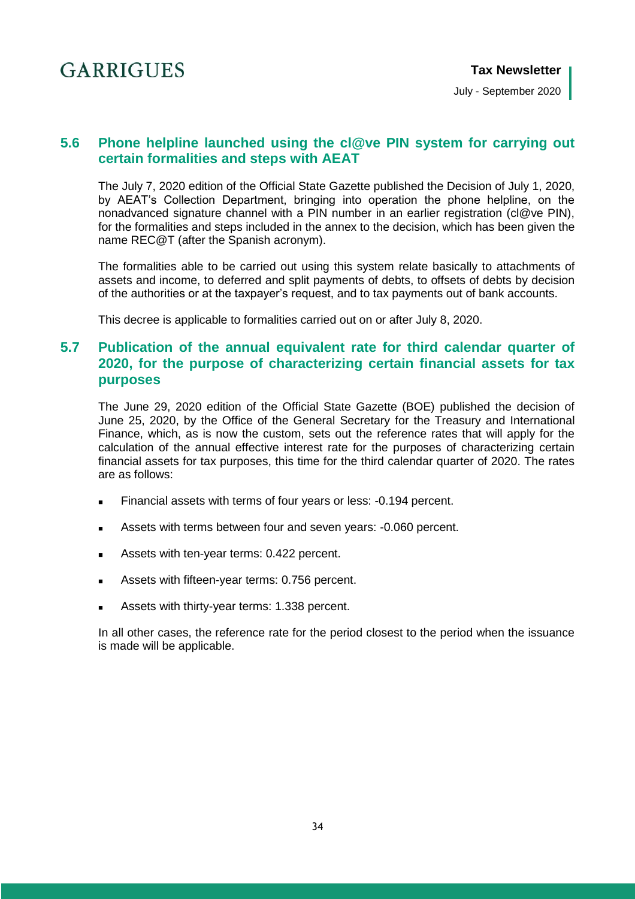## 5.6 Phone helpline launched using the cl@ve PIN system for carrying out certain formalities and steps with AEAT

The July 7, 2020 edition of the Official State Gazette published the Decision of July 1, 2020, by AEAT's Collection Department, bringing into operation the phone helpline, on the nonadvanced signature channel with a PIN number in an earlier registration (cl@ve PIN), for the formalities and steps included in the annex to the decision, which has been given the name REC@T (after the Spanish acronym).

The formalities able to be carried out using this system relate basically to attachments of assets and income, to deferred and split payments of debts, to offsets of debts by decision of the authorities or at the taxpayer's request, and to tax payments out of bank accounts.

This decree is applicable to formalities carried out on or after July 8, 2020.

## 5.7 Publication of the annual equivalent rate for third calendar quarter of 2020, for the purpose of characterizing certain financial assets for tax purposes

The June 29, 2020 edition of the Official State Gazette (BOE) published the decision of June 25, 2020, by the Office of the General Secretary for the Treasury and International Finance, which, as is now the custom, sets out the reference rates that will apply for the calculation of the annual effective interest rate for the purposes of characterizing certain financial assets for tax purposes, this time for the third calendar quarter of 2020. The rates are as follows:

- Financial assets with terms of four years or less: -0.194 percent.
- Assets with terms between four and seven years: -0.060 percent.
- Assets with ten-year terms: 0.422 percent.
- Assets with fifteen-year terms: 0.756 percent.
- Assets with thirty-year terms: 1.338 percent.

In all other cases, the reference rate for the period closest to the period when the issuance is made will be applicable.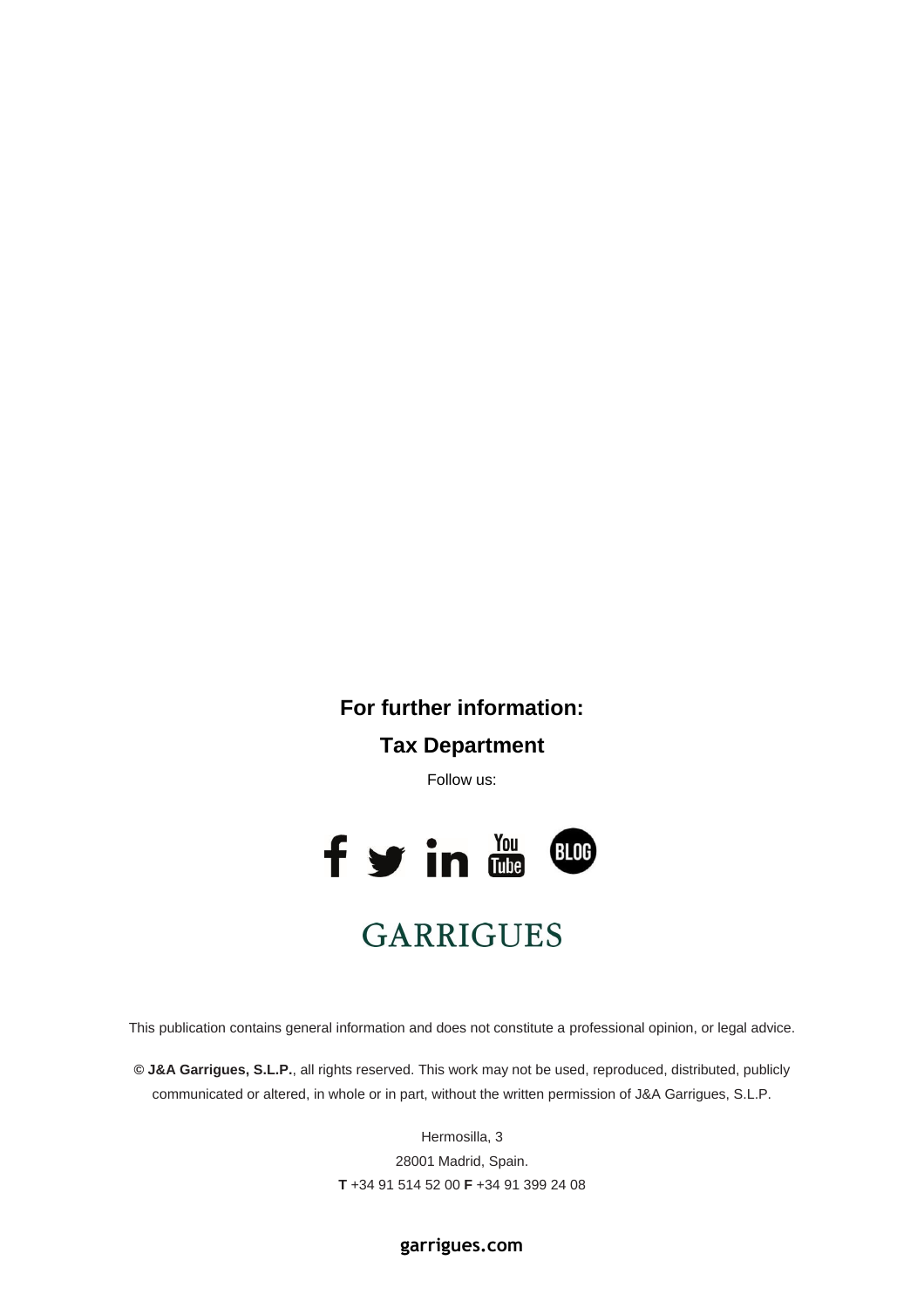**For further information:**

**Tax Department**

Follow us:

GARRIGUES

This publication contains general information and does not constitute a professional opinion, or legal advice.

**© J&A Garrigues, S.L.P.**, all rights reserved. This work may not be used, reproduced, distributed, publicly communicated or altered, in whole or in part, without the written permission of J&A Garrigues, S.L.P.

Hermosilla, 3
28001 Madrid, Spain.
**T** +34 91 514 52 00 **F** +34 91 399 24 08

**garrigues.com**